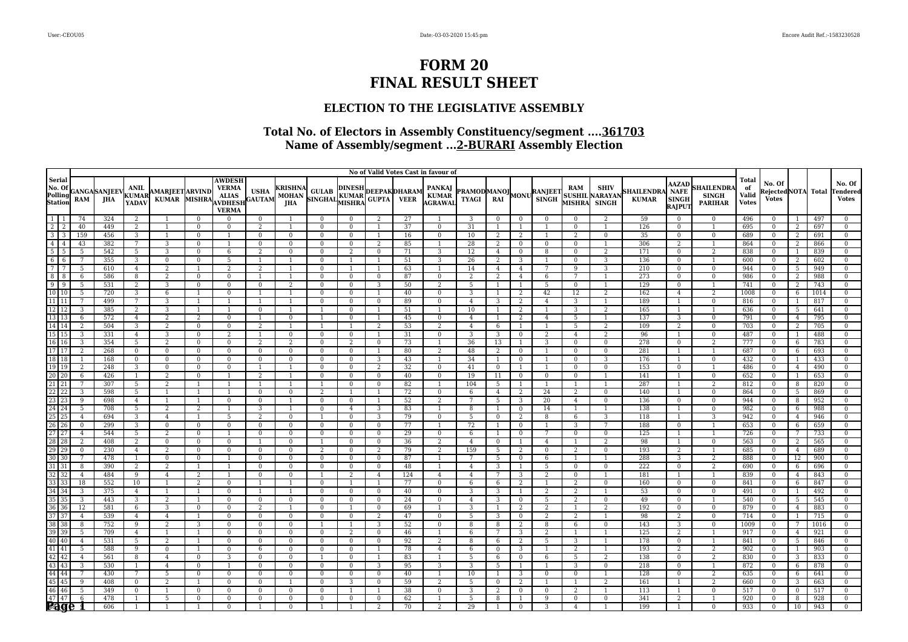# FORM 20
# FINAL RESULT SHEET

## ELECTION TO THE LEGISLATIVE ASSEMBLY

### Total No. of Electors in Assembly Constituency/segment ....361703
### Name of Assembly/segment ...2-BURARI Assembly Election

| Serial No. Of Polling Station | | No of Valid Votes Cast in favour of | | | | | | | | | | | | | | | | | | | | | | | | Total of Valid Votes | No. Of Rejected Votes | NOTA | Total | No. Of Tendered Votes |
|---|---|---|---|---|---|---|---|---|---|---|---|---|---|---|---|---|---|---|---|---|---|---|---|---|---|---|---|---|---|---|
| | | GANGA RAM | SANJEEV JHA | ANIL KUMAR YADAV | AMARJEET KUMAR | ARVIND MISHRA | AWDESH VERMA ALIAS AVDHESH VERMA | USHA GAUTAM | KRISHNA MOHAN JHA | GULAB SINGHAL | DINESH KUMAR MISHRA | DEEPAK GUPTA | DHARAM VEER | PANKAJ KUMAR AGRAWAL | PRAMOD TYAGI | MANOJ RAI | MONU | RANJEET SINGH | RAM SUSHIL MISHRA | SHIV NARAYAN SINGH | SHAILENDRA KUMAR | AAZAD NAFE SINGH RAJPUT | SHAILENDRA SINGH PARIHAR | | | | | |
| 1 | 1 | 74 | 324 | 2 | 1 | 0 | 0 | 0 | 1 | 0 | 0 | 2 | 27 | 1 | 3 | 0 | 0 | 0 | 0 | 2 | 59 | 0 | 0 | 496 | 0 | 1 | 497 | 0 |
| 2 | 2 | 40 | 449 | 2 | 1 | 0 | 0 | 2 | 1 | 0 | 0 | 1 | 37 | 0 | 31 | 1 | 1 | 1 | 0 | 1 | 126 | 0 | 1 | 695 | 0 | 2 | 697 | 0 |
| 3 | 3 | 159 | 456 | 3 | 1 | 0 | 1 | 0 | 0 | 0 | 0 | 1 | 16 | 0 | 10 | 2 | 2 | 1 | 2 | 0 | 35 | 0 | 0 | 689 | 0 | 2 | 691 | 0 |
| 4 | 4 | 43 | 382 | 7 | 3 | 0 | 1 | 0 | 0 | 0 | 0 | 2 | 85 | 1 | 28 | 2 | 0 | 0 | 0 | 1 | 306 | 2 | 1 | 864 | 0 | 2 | 866 | 0 |
| 5 | 5 | 5 | 542 | 5 | 3 | 0 | 6 | 2 | 0 | 0 | 2 | 0 | 71 | 3 | 12 | 4 | 0 | 8 | 0 | 2 | 171 | 0 | 2 | 838 | 0 | 1 | 839 | 0 |
| 6 | 6 | 7 | 355 | 3 | 0 | 0 | 5 | 1 | 1 | 0 | 1 | 1 | 51 | 3 | 26 | 2 | 3 | 1 | 0 | 3 | 136 | 0 | 1 | 600 | 0 | 2 | 602 | 0 |
| 7 | 7 | 5 | 610 | 4 | 2 | 1 | 2 | 2 | 1 | 0 | 1 | 1 | 63 | 1 | 14 | 4 | 4 | 7 | 9 | 3 | 210 | 0 | 0 | 944 | 0 | 5 | 949 | 0 |
| 8 | 8 | 6 | 586 | 8 | 2 | 0 | 0 | 1 | 1 | 0 | 0 | 0 | 87 | 0 | 2 | 2 | 4 | 6 | 7 | 1 | 273 | 0 | 0 | 986 | 0 | 2 | 988 | 0 |
| 9 | 9 | 5 | 531 | 2 | 3 | 0 | 0 | 0 | 2 | 0 | 0 | 3 | 50 | 2 | 5 | 1 | 1 | 5 | 0 | 1 | 129 | 0 | 1 | 741 | 0 | 2 | 743 | 0 |
| 10 | 10 | 5 | 720 | 3 | 6 | 1 | 0 | 1 | 1 | 0 | 0 | 1 | 40 | 0 | 3 | 1 | 2 | 42 | 12 | 2 | 162 | 4 | 2 | 1008 | 0 | 6 | 1014 | 0 |
| 11 | 11 | 7 | 499 | 7 | 3 | 1 | 1 | 1 | 1 | 0 | 0 | 0 | 89 | 0 | 4 | 3 | 2 | 4 | 3 | 1 | 189 | 1 | 0 | 816 | 0 | 1 | 817 | 0 |
| 12 | 12 | 3 | 385 | 2 | 3 | 1 | 1 | 0 | 1 | 1 | 0 | 1 | 51 | 1 | 10 | 1 | 2 | 1 | 3 | 2 | 165 | 1 | 1 | 636 | 0 | 5 | 641 | 0 |
| 13 | 13 | 6 | 572 | 4 | 2 | 2 | 0 | 1 | 0 | 1 | 0 | 1 | 45 | 0 | 4 | 1 | 2 | 4 | 5 | 1 | 137 | 3 | 0 | 791 | 0 | 4 | 795 | 0 |
| 14 | 14 | 2 | 504 | 3 | 2 | 0 | 0 | 2 | 1 | 1 | 1 | 2 | 53 | 2 | 4 | 6 | 1 | 1 | 5 | 2 | 109 | 2 | 0 | 703 | 0 | 2 | 705 | 0 |
| 15 | 15 | 3 | 331 | 4 | 3 | 0 | 2 | 1 | 0 | 0 | 0 | 1 | 31 | 0 | 3 | 3 | 0 | 2 | 4 | 2 | 96 | 1 | 0 | 487 | 0 | 1 | 488 | 0 |
| 16 | 16 | 3 | 354 | 5 | 2 | 0 | 0 | 2 | 2 | 0 | 2 | 0 | 73 | 1 | 36 | 13 | 1 | 3 | 0 | 0 | 278 | 0 | 2 | 777 | 0 | 6 | 783 | 0 |
| 17 | 17 | 2 | 268 | 0 | 0 | 0 | 0 | 0 | 0 | 0 | 0 | 1 | 80 | 2 | 48 | 2 | 0 | 1 | 0 | 0 | 281 | 1 | 1 | 687 | 0 | 6 | 693 | 0 |
| 18 | 18 | 1 | 168 | 0 | 0 | 0 | 0 | 0 | 0 | 0 | 0 | 3 | 43 | 1 | 34 | 1 | 0 | 1 | 0 | 3 | 176 | 1 | 0 | 432 | 0 | 1 | 433 | 0 |
| 19 | 19 | 2 | 248 | 3 | 0 | 0 | 0 | 1 | 1 | 0 | 0 | 2 | 32 | 0 | 41 | 0 | 1 | 1 | 0 | 0 | 153 | 0 | 1 | 486 | 0 | 4 | 490 | 0 |
| 20 | 20 | 6 | 426 | 1 | 2 | 0 | 1 | 2 | 1 | 0 | 0 | 0 | 40 | 0 | 19 | 11 | 0 | 0 | 0 | 1 | 141 | 1 | 0 | 652 | 0 | 1 | 653 | 0 |
| 21 | 21 | 7 | 307 | 5 | 2 | 1 | 1 | 1 | 1 | 1 | 0 | 0 | 82 | 1 | 104 | 5 | 1 | 1 | 1 | 1 | 287 | 1 | 2 | 812 | 0 | 8 | 820 | 0 |
| 22 | 22 | 3 | 598 | 5 | 1 | 1 | 1 | 0 | 0 | 2 | 1 | 1 | 72 | 0 | 6 | 4 | 2 | 24 | 2 | 0 | 140 | 1 | 0 | 864 | 0 | 5 | 869 | 0 |
| 23 | 23 | 9 | 698 | 4 | 1 | 1 | 0 | 0 | 1 | 0 | 0 | 1 | 52 | 2 | 7 | 5 | 3 | 20 | 4 | 0 | 136 | 0 | 0 | 944 | 0 | 8 | 952 | 0 |
| 24 | 24 | 5 | 708 | 5 | 2 | 2 | 1 | 3 | 1 | 0 | 4 | 3 | 83 | 1 | 8 | 1 | 0 | 14 | 1 | 1 | 138 | 1 | 0 | 982 | 0 | 6 | 988 | 0 |
| 25 | 25 | 4 | 694 | 3 | 4 | 1 | 5 | 2 | 0 | 1 | 0 | 3 | 79 | 0 | 5 | 0 | 2 | 8 | 6 | 3 | 118 | 1 | 3 | 942 | 0 | 4 | 946 | 0 |
| 26 | 26 | 0 | 299 | 3 | 0 | 0 | 0 | 0 | 0 | 0 | 0 | 0 | 77 | 1 | 72 | 1 | 0 | 1 | 3 | 7 | 188 | 0 | 1 | 653 | 0 | 6 | 659 | 0 |
| 27 | 27 | 4 | 544 | 5 | 2 | 0 | 1 | 0 | 0 | 0 | 0 | 0 | 29 | 0 | 6 | 1 | 0 | 7 | 0 | 0 | 125 | 1 | 1 | 726 | 0 | 7 | 733 | 0 |
| 28 | 28 | 2 | 408 | 2 | 0 | 0 | 0 | 1 | 0 | 1 | 0 | 0 | 36 | 2 | 4 | 0 | 1 | 4 | 1 | 2 | 98 | 1 | 0 | 563 | 0 | 2 | 565 | 0 |
| 29 | 29 | 0 | 230 | 4 | 2 | 0 | 0 | 0 | 0 | 2 | 0 | 2 | 79 | 2 | 159 | 5 | 2 | 0 | 2 | 0 | 193 | 2 | 1 | 685 | 0 | 4 | 689 | 0 |
| 30 | 30 | 7 | 478 | 1 | 0 | 0 | 1 | 0 | 0 | 0 | 0 | 0 | 87 | 1 | 7 | 5 | 0 | 6 | 1 | 1 | 288 | 3 | 2 | 888 | 0 | 12 | 900 | 0 |
| 31 | 31 | 8 | 390 | 2 | 2 | 1 | 1 | 0 | 0 | 0 | 0 | 0 | 48 | 1 | 4 | 3 | 1 | 5 | 0 | 0 | 222 | 0 | 2 | 690 | 0 | 6 | 696 | 0 |
| 32 | 32 | 4 | 484 | 9 | 4 | 2 | 1 | 0 | 0 | 1 | 2 | 4 | 124 | 4 | 4 | 7 | 3 | 2 | 0 | 1 | 181 | 1 | 1 | 839 | 0 | 4 | 843 | 0 |
| 33 | 33 | 18 | 552 | 10 | 1 | 2 | 0 | 1 | 1 | 0 | 1 | 1 | 77 | 0 | 6 | 6 | 2 | 1 | 2 | 0 | 160 | 0 | 0 | 841 | 0 | 6 | 847 | 0 |
| 34 | 34 | 3 | 375 | 4 | 1 | 1 | 0 | 1 | 1 | 0 | 0 | 0 | 40 | 0 | 3 | 3 | 1 | 2 | 2 | 1 | 53 | 0 | 0 | 491 | 0 | 1 | 492 | 0 |
| 35 | 35 | 3 | 443 | 3 | 2 | 1 | 0 | 0 | 0 | 0 | 0 | 0 | 24 | 0 | 4 | 3 | 0 | 5 | 2 | 0 | 49 | 0 | 1 | 540 | 0 | 5 | 545 | 0 |
| 36 | 36 | 12 | 581 | 6 | 3 | 0 | 0 | 2 | 1 | 0 | 1 | 0 | 69 | 1 | 3 | 1 | 2 | 2 | 1 | 2 | 192 | 0 | 0 | 879 | 0 | 4 | 883 | 0 |
| 37 | 37 | 4 | 539 | 4 | 4 | 1 | 0 | 0 | 0 | 0 | 0 | 2 | 47 | 0 | 5 | 3 | 0 | 2 | 2 | 1 | 98 | 2 | 0 | 714 | 0 | 1 | 715 | 0 |
| 38 | 38 | 8 | 752 | 9 | 2 | 3 | 0 | 0 | 0 | 1 | 1 | 3 | 52 | 0 | 8 | 8 | 2 | 8 | 6 | 0 | 143 | 3 | 0 | 1009 | 0 | 7 | 1016 | 0 |
| 39 | 39 | 5 | 709 | 4 | 1 | 1 | 0 | 0 | 0 | 0 | 2 | 0 | 46 | 1 | 6 | 7 | 3 | 2 | 1 | 1 | 125 | 2 | 1 | 917 | 0 | 4 | 921 | 0 |
| 40 | 40 | 4 | 531 | 5 | 2 | 1 | 0 | 0 | 0 | 0 | 0 | 0 | 92 | 2 | 8 | 6 | 2 | 5 | 3 | 1 | 178 | 0 | 1 | 841 | 0 | 5 | 846 | 0 |
| 41 | 41 | 5 | 588 | 9 | 0 | 1 | 0 | 6 | 0 | 0 | 0 | 1 | 78 | 4 | 6 | 0 | 3 | 1 | 2 | 1 | 193 | 2 | 2 | 902 | 0 | 1 | 903 | 0 |
| 42 | 42 | 4 | 561 | 8 | 4 | 0 | 3 | 0 | 0 | 1 | 0 | 1 | 83 | 1 | 5 | 6 | 0 | 6 | 5 | 2 | 138 | 0 | 2 | 830 | 0 | 3 | 833 | 0 |
| 43 | 43 | 3 | 530 | 1 | 4 | 0 | 1 | 0 | 0 | 0 | 0 | 3 | 95 | 3 | 3 | 5 | 1 | 1 | 3 | 0 | 218 | 0 | 1 | 872 | 0 | 6 | 878 | 0 |
| 44 | 44 | 7 | 430 | 7 | 5 | 0 | 0 | 0 | 0 | 0 | 0 | 0 | 40 | 1 | 10 | 1 | 3 | 0 | 0 | 1 | 128 | 0 | 2 | 635 | 0 | 6 | 641 | 0 |
| 45 | 45 | 9 | 408 | 0 | 2 | 1 | 0 | 0 | 1 | 0 | 3 | 0 | 59 | 2 | 5 | 0 | 2 | 1 | 1 | 2 | 161 | 1 | 2 | 660 | 0 | 3 | 663 | 0 |
| 46 | 46 | 5 | 349 | 0 | 1 | 0 | 0 | 0 | 0 | 0 | 1 | 1 | 38 | 0 | 3 | 2 | 0 | 0 | 2 | 1 | 113 | 1 | 0 | 517 | 0 | 0 | 517 | 0 |
| 47 | 47 | 6 | 478 | 1 | 5 | 0 | 0 | 0 | 0 | 0 | 0 | 0 | 62 | 1 | 5 | 8 | 1 | 9 | 0 | 0 | 341 | 2 | 1 | 920 | 0 | 8 | 928 | 0 |
| 48 | 48 | 1 | 606 | 1 | 1 | 1 | 0 | 1 | 0 | 1 | 1 | 2 | 70 | 2 | 29 | 1 | 0 | 3 | 4 | 1 | 199 | 1 | 0 | 933 | 0 | 10 | 943 | 0 |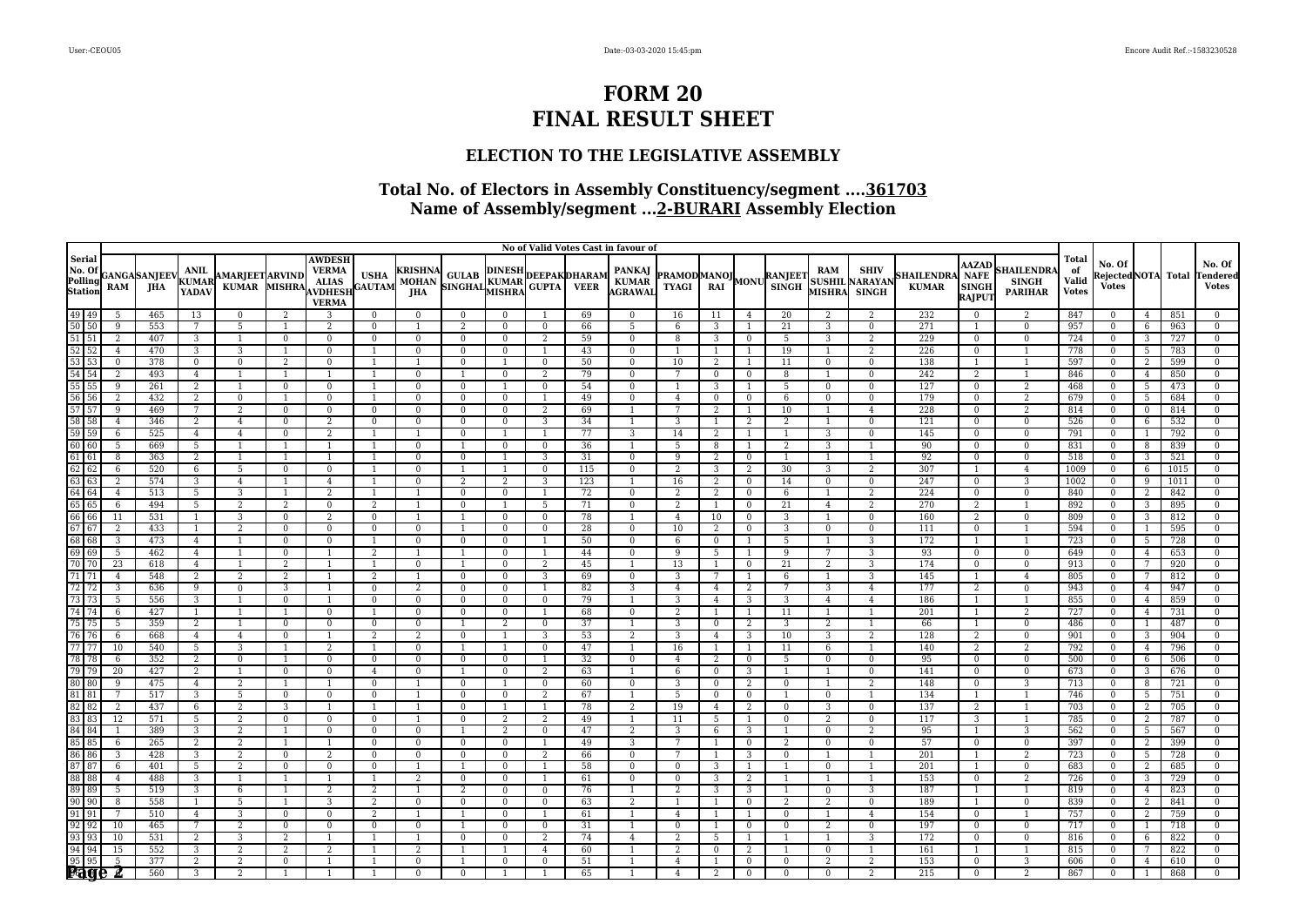# FORM 20
# FINAL RESULT SHEET

## ELECTION TO THE LEGISLATIVE ASSEMBLY

### Total No. of Electors in Assembly Constituency/segment ....361703
### Name of Assembly/segment ...2-BURARI Assembly Election

| Serial No. Of Polling Station | | No of Valid Votes Cast in favour of | | | | | | | | | | | | | | | | | | | | | | | | Total of Valid Votes | No. Of Rejected Votes | NOTA | Total | No. Of Tendered Votes |
|---|---|---|---|---|---|---|---|---|---|---|---|---|---|---|---|---|---|---|---|---|---|---|---|---|---|---|---|---|---|---|
| | | GANGA RAM | SANJEEV JHA | ANIL KUMAR YADAV | AMARJEET KUMAR | ARVIND MISHRA | AWDESH VERMA ALIAS AVDHESH VERMA | USHA GAUTAM | KRISHNA MOHAN JHA | GULAB SINGHAL | DINESH KUMAR MISHRA | DEEPAK GUPTA | DHARAM VEER | PANKAJ KUMAR AGRAWAL | PRAMOD TYAGI | MANOJ RAI | MONU | RANJEET SINGH | RAM SUSHIL MISHRA | SHIV NARAYAN SINGH | SHAILENDRA KUMAR | AAZAD NAFE SINGH RAJPUT | SHAILENDRA SINGH PARIHAR | | | | | |
| 49 | 49 | 5 | 465 | 13 | 0 | 2 | 3 | 0 | 0 | 0 | 0 | 1 | 69 | 0 | 16 | 11 | 4 | 20 | 2 | 2 | 232 | 0 | 2 | 847 | 0 | 4 | 851 | 0 |
| 50 | 50 | 9 | 553 | 7 | 5 | 1 | 2 | 0 | 1 | 2 | 0 | 0 | 66 | 5 | 6 | 3 | 1 | 21 | 3 | 0 | 271 | 1 | 0 | 957 | 0 | 6 | 963 | 0 |
| 51 | 51 | 2 | 407 | 3 | 1 | 0 | 0 | 0 | 0 | 0 | 0 | 2 | 59 | 0 | 8 | 3 | 0 | 5 | 3 | 2 | 229 | 0 | 0 | 724 | 0 | 3 | 727 | 0 |
| 52 | 52 | 4 | 470 | 3 | 3 | 1 | 0 | 1 | 0 | 0 | 0 | 1 | 43 | 0 | 1 | 1 | 1 | 19 | 1 | 2 | 226 | 0 | 1 | 778 | 0 | 5 | 783 | 0 |
| 53 | 53 | 0 | 378 | 0 | 0 | 2 | 0 | 1 | 1 | 0 | 1 | 0 | 50 | 0 | 10 | 2 | 1 | 11 | 0 | 0 | 138 | 1 | 1 | 597 | 0 | 2 | 599 | 0 |
| 54 | 54 | 2 | 493 | 4 | 1 | 1 | 1 | 1 | 0 | 1 | 0 | 2 | 79 | 0 | 7 | 0 | 0 | 8 | 1 | 0 | 242 | 2 | 1 | 846 | 0 | 4 | 850 | 0 |
| 55 | 55 | 9 | 261 | 2 | 1 | 0 | 0 | 1 | 0 | 0 | 1 | 0 | 54 | 0 | 1 | 3 | 1 | 5 | 0 | 0 | 127 | 0 | 2 | 468 | 0 | 5 | 473 | 0 |
| 56 | 56 | 2 | 432 | 2 | 0 | 1 | 0 | 1 | 0 | 0 | 0 | 1 | 49 | 0 | 4 | 0 | 0 | 6 | 0 | 0 | 179 | 0 | 2 | 679 | 0 | 5 | 684 | 0 |
| 57 | 57 | 9 | 469 | 7 | 2 | 0 | 0 | 0 | 0 | 0 | 0 | 2 | 69 | 1 | 7 | 2 | 1 | 10 | 1 | 4 | 228 | 0 | 2 | 814 | 0 | 0 | 814 | 0 |
| 58 | 58 | 4 | 346 | 2 | 4 | 0 | 2 | 0 | 0 | 0 | 0 | 3 | 34 | 1 | 3 | 1 | 2 | 2 | 1 | 0 | 121 | 0 | 0 | 526 | 0 | 6 | 532 | 0 |
| 59 | 59 | 6 | 525 | 4 | 4 | 0 | 2 | 1 | 1 | 0 | 1 | 1 | 77 | 3 | 14 | 2 | 1 | 1 | 3 | 0 | 145 | 0 | 0 | 791 | 0 | 1 | 792 | 0 |
| 60 | 60 | 5 | 669 | 5 | 1 | 1 | 1 | 1 | 0 | 1 | 0 | 0 | 36 | 1 | 5 | 8 | 1 | 2 | 3 | 1 | 90 | 0 | 0 | 831 | 0 | 8 | 839 | 0 |
| 61 | 61 | 8 | 363 | 2 | 1 | 1 | 1 | 1 | 0 | 0 | 1 | 3 | 31 | 0 | 9 | 2 | 0 | 1 | 1 | 1 | 92 | 0 | 0 | 518 | 0 | 3 | 521 | 0 |
| 62 | 62 | 6 | 520 | 6 | 5 | 0 | 0 | 1 | 0 | 1 | 1 | 0 | 115 | 0 | 2 | 3 | 2 | 30 | 3 | 2 | 307 | 1 | 4 | 1009 | 0 | 6 | 1015 | 0 |
| 63 | 63 | 2 | 574 | 3 | 4 | 1 | 4 | 1 | 0 | 2 | 2 | 3 | 123 | 1 | 16 | 2 | 0 | 14 | 0 | 0 | 247 | 0 | 3 | 1002 | 0 | 9 | 1011 | 0 |
| 64 | 64 | 4 | 513 | 5 | 3 | 1 | 2 | 1 | 1 | 0 | 0 | 1 | 72 | 0 | 2 | 2 | 0 | 6 | 1 | 2 | 224 | 0 | 0 | 840 | 0 | 2 | 842 | 0 |
| 65 | 65 | 6 | 494 | 5 | 2 | 2 | 0 | 2 | 1 | 0 | 1 | 5 | 71 | 0 | 2 | 1 | 0 | 21 | 4 | 2 | 270 | 2 | 1 | 892 | 0 | 3 | 895 | 0 |
| 66 | 66 | 11 | 531 | 1 | 3 | 0 | 2 | 0 | 1 | 1 | 0 | 0 | 78 | 1 | 4 | 10 | 0 | 3 | 1 | 0 | 160 | 2 | 0 | 809 | 0 | 3 | 812 | 0 |
| 67 | 67 | 2 | 433 | 1 | 2 | 0 | 0 | 0 | 0 | 1 | 0 | 0 | 28 | 0 | 10 | 2 | 0 | 3 | 0 | 0 | 111 | 0 | 1 | 594 | 0 | 1 | 595 | 0 |
| 68 | 68 | 3 | 473 | 4 | 1 | 0 | 0 | 1 | 0 | 0 | 0 | 1 | 50 | 0 | 6 | 0 | 1 | 5 | 1 | 3 | 172 | 1 | 1 | 723 | 0 | 5 | 728 | 0 |
| 69 | 69 | 5 | 462 | 4 | 1 | 0 | 1 | 2 | 1 | 1 | 0 | 1 | 44 | 0 | 9 | 5 | 1 | 9 | 7 | 3 | 93 | 0 | 0 | 649 | 0 | 4 | 653 | 0 |
| 70 | 70 | 23 | 618 | 4 | 1 | 2 | 1 | 1 | 0 | 1 | 0 | 2 | 45 | 1 | 13 | 1 | 0 | 21 | 2 | 3 | 174 | 0 | 0 | 913 | 0 | 7 | 920 | 0 |
| 71 | 71 | 4 | 548 | 2 | 2 | 2 | 1 | 2 | 1 | 0 | 0 | 3 | 69 | 0 | 3 | 7 | 1 | 6 | 1 | 3 | 145 | 1 | 4 | 805 | 0 | 7 | 812 | 0 |
| 72 | 72 | 3 | 636 | 9 | 0 | 3 | 1 | 0 | 2 | 0 | 0 | 1 | 82 | 3 | 4 | 4 | 2 | 7 | 3 | 4 | 177 | 2 | 0 | 943 | 0 | 4 | 947 | 0 |
| 73 | 73 | 5 | 556 | 3 | 1 | 0 | 1 | 0 | 0 | 0 | 0 | 0 | 79 | 1 | 3 | 4 | 3 | 3 | 4 | 4 | 186 | 1 | 1 | 855 | 0 | 4 | 859 | 0 |
| 74 | 74 | 6 | 427 | 1 | 1 | 1 | 0 | 1 | 0 | 0 | 0 | 1 | 68 | 0 | 2 | 1 | 1 | 11 | 1 | 1 | 201 | 1 | 2 | 727 | 0 | 4 | 731 | 0 |
| 75 | 75 | 5 | 359 | 2 | 1 | 0 | 0 | 0 | 0 | 1 | 2 | 0 | 37 | 1 | 3 | 0 | 2 | 3 | 2 | 1 | 66 | 1 | 0 | 486 | 0 | 1 | 487 | 0 |
| 76 | 76 | 6 | 668 | 4 | 4 | 0 | 1 | 2 | 2 | 0 | 1 | 3 | 53 | 2 | 3 | 4 | 3 | 10 | 3 | 2 | 128 | 2 | 0 | 901 | 0 | 3 | 904 | 0 |
| 77 | 77 | 10 | 540 | 5 | 3 | 1 | 2 | 1 | 0 | 1 | 1 | 0 | 47 | 1 | 16 | 1 | 1 | 11 | 6 | 1 | 140 | 2 | 2 | 792 | 0 | 4 | 796 | 0 |
| 78 | 78 | 6 | 352 | 2 | 0 | 1 | 0 | 0 | 0 | 0 | 0 | 1 | 32 | 0 | 4 | 2 | 0 | 5 | 0 | 0 | 95 | 0 | 0 | 500 | 0 | 6 | 506 | 0 |
| 79 | 79 | 20 | 427 | 2 | 1 | 0 | 0 | 4 | 0 | 1 | 0 | 2 | 63 | 1 | 6 | 0 | 3 | 1 | 1 | 0 | 141 | 0 | 0 | 673 | 0 | 3 | 676 | 0 |
| 80 | 80 | 9 | 475 | 4 | 2 | 1 | 1 | 0 | 1 | 0 | 1 | 0 | 60 | 0 | 3 | 0 | 2 | 0 | 1 | 2 | 148 | 0 | 3 | 713 | 0 | 8 | 721 | 0 |
| 81 | 81 | 7 | 517 | 3 | 5 | 0 | 0 | 0 | 1 | 0 | 0 | 2 | 67 | 1 | 5 | 0 | 0 | 1 | 0 | 1 | 134 | 1 | 1 | 746 | 0 | 5 | 751 | 0 |
| 82 | 82 | 2 | 437 | 6 | 2 | 3 | 1 | 1 | 1 | 0 | 1 | 1 | 78 | 2 | 19 | 4 | 2 | 0 | 3 | 0 | 137 | 2 | 1 | 703 | 0 | 2 | 705 | 0 |
| 83 | 83 | 12 | 571 | 5 | 2 | 0 | 0 | 0 | 1 | 0 | 2 | 2 | 49 | 1 | 11 | 5 | 1 | 0 | 2 | 0 | 117 | 3 | 1 | 785 | 0 | 2 | 787 | 0 |
| 84 | 84 | 1 | 389 | 3 | 2 | 1 | 0 | 0 | 0 | 1 | 2 | 0 | 47 | 2 | 3 | 6 | 3 | 1 | 0 | 2 | 95 | 1 | 3 | 562 | 0 | 5 | 567 | 0 |
| 85 | 85 | 6 | 265 | 2 | 2 | 1 | 1 | 0 | 0 | 0 | 0 | 1 | 49 | 3 | 7 | 1 | 0 | 2 | 0 | 0 | 57 | 0 | 0 | 397 | 0 | 2 | 399 | 0 |
| 86 | 86 | 3 | 428 | 3 | 2 | 0 | 2 | 0 | 0 | 0 | 0 | 2 | 66 | 0 | 7 | 1 | 3 | 0 | 1 | 1 | 201 | 1 | 2 | 723 | 0 | 5 | 728 | 0 |
| 87 | 87 | 6 | 401 | 5 | 2 | 0 | 0 | 0 | 1 | 1 | 0 | 1 | 58 | 0 | 0 | 3 | 1 | 1 | 0 | 1 | 201 | 1 | 0 | 683 | 0 | 2 | 685 | 0 |
| 88 | 88 | 4 | 488 | 3 | 1 | 1 | 1 | 1 | 2 | 0 | 0 | 1 | 61 | 0 | 0 | 3 | 2 | 1 | 1 | 1 | 153 | 0 | 2 | 726 | 0 | 3 | 729 | 0 |
| 89 | 89 | 5 | 519 | 3 | 6 | 1 | 2 | 2 | 1 | 2 | 0 | 0 | 76 | 1 | 2 | 3 | 3 | 1 | 0 | 3 | 187 | 1 | 1 | 819 | 0 | 4 | 823 | 0 |
| 90 | 90 | 8 | 558 | 1 | 5 | 1 | 3 | 2 | 0 | 0 | 0 | 0 | 63 | 2 | 1 | 1 | 0 | 2 | 2 | 0 | 189 | 1 | 0 | 839 | 0 | 2 | 841 | 0 |
| 91 | 91 | 7 | 510 | 4 | 3 | 0 | 0 | 2 | 1 | 1 | 0 | 1 | 61 | 1 | 4 | 1 | 1 | 0 | 1 | 4 | 154 | 0 | 1 | 757 | 0 | 2 | 759 | 0 |
| 92 | 92 | 10 | 465 | 7 | 2 | 0 | 0 | 0 | 0 | 1 | 0 | 0 | 31 | 1 | 0 | 1 | 0 | 0 | 2 | 0 | 197 | 0 | 0 | 717 | 0 | 1 | 718 | 0 |
| 93 | 93 | 10 | 531 | 2 | 3 | 2 | 1 | 1 | 1 | 0 | 0 | 2 | 74 | 4 | 2 | 5 | 1 | 1 | 1 | 3 | 172 | 0 | 0 | 816 | 0 | 6 | 822 | 0 |
| 94 | 94 | 15 | 552 | 3 | 2 | 2 | 2 | 1 | 2 | 1 | 1 | 4 | 60 | 1 | 2 | 0 | 2 | 1 | 0 | 1 | 161 | 1 | 1 | 815 | 0 | 7 | 822 | 0 |
| 95 | 95 | 5 | 377 | 2 | 2 | 0 | 1 | 1 | 0 | 1 | 0 | 0 | 51 | 1 | 4 | 1 | 0 | 0 | 2 | 2 | 153 | 0 | 3 | 606 | 0 | 4 | 610 | 0 |
| 96 | 96 | 2 | 560 | 3 | 2 | 1 | 1 | 1 | 0 | 0 | 1 | 1 | 65 | 1 | 4 | 2 | 0 | 0 | 0 | 2 | 215 | 0 | 2 | 867 | 0 | 1 | 868 | 0 |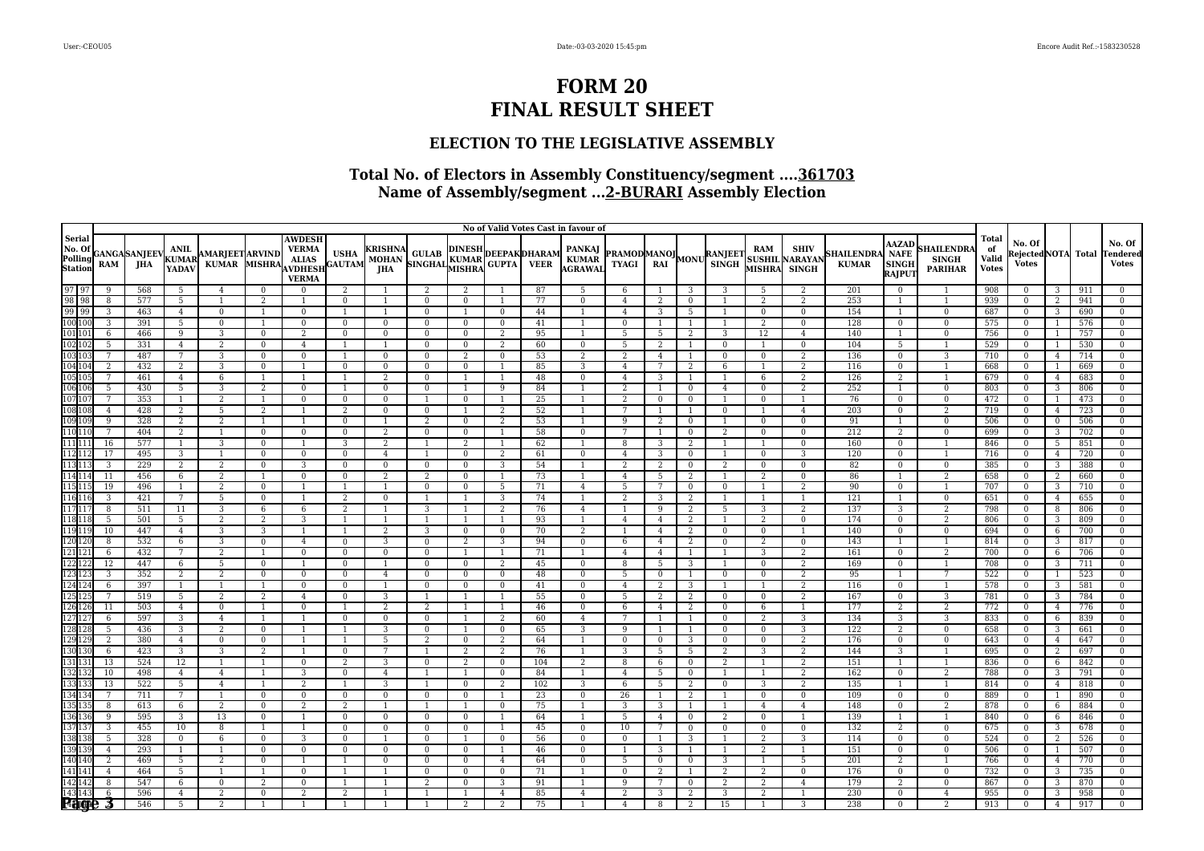# FORM 20
# FINAL RESULT SHEET

## ELECTION TO THE LEGISLATIVE ASSEMBLY

### Total No. of Electors in Assembly Constituency/segment ....361703
### Name of Assembly/segment ...2-BURARI Assembly Election

| Serial No. Of Polling Station | | No of Valid Votes Cast in favour of | | | | | | | | | | | | | | | | | | | | | | | Total of Valid Votes | No. Of Rejected Votes | NOTA | Total | No. Of Tendered Votes |
|---|---|---|---|---|---|---|---|---|---|---|---|---|---|---|---|---|---|---|---|---|---|---|---|---|---|---|---|---|---|
| | | GANGA RAM | SANJEEV JHA | ANIL KUMAR YADAV | AMARJEET KUMAR | ARVIND MISHRA | AWDESH VERMA ALIAS AVDHESH VERMA | USHA GAUTAM | KRISHNA MOHAN JHA | GULAB SINGHAL | DINESH KUMAR MISHRA | DEEPAK GUPTA | DHARAM VEER | PANKAJ KUMAR AGRAWAL | PRAMOD TYAGI | MANOJ RAI | MONU | RANJEET SINGH | RAM SUSHIL MISHRA | SHIV NARAYAN SINGH | SHAILENDRA KUMAR | AAZAD NAFE SINGH RAJPUT | SHAILENDRA SINGH PARIHAR | | | | | |
| 97 | 97 | 9 | 568 | 5 | 4 | 0 | 0 | 2 | 1 | 2 | 2 | 1 | 87 | 5 | 6 | 1 | 3 | 3 | 5 | 2 | 201 | 0 | 1 | 908 | 0 | 3 | 911 | 0 |
| 98 | 98 | 8 | 577 | 5 | 1 | 2 | 1 | 0 | 1 | 0 | 0 | 1 | 77 | 0 | 4 | 2 | 0 | 1 | 2 | 2 | 253 | 1 | 1 | 939 | 0 | 2 | 941 | 0 |
| 99 | 99 | 3 | 463 | 4 | 0 | 1 | 0 | 1 | 1 | 0 | 1 | 0 | 44 | 1 | 4 | 3 | 5 | 1 | 0 | 0 | 154 | 1 | 0 | 687 | 0 | 3 | 690 | 0 |
| 100 | 100 | 3 | 391 | 5 | 0 | 1 | 0 | 0 | 0 | 0 | 0 | 0 | 41 | 1 | 0 | 1 | 1 | 1 | 2 | 0 | 128 | 0 | 0 | 575 | 0 | 1 | 576 | 0 |
| 101 | 101 | 6 | 466 | 9 | 3 | 0 | 2 | 0 | 0 | 0 | 0 | 2 | 95 | 1 | 5 | 5 | 2 | 3 | 12 | 4 | 140 | 1 | 0 | 756 | 0 | 1 | 757 | 0 |
| 102 | 102 | 5 | 331 | 4 | 2 | 0 | 4 | 1 | 1 | 0 | 0 | 2 | 60 | 0 | 5 | 2 | 1 | 0 | 1 | 0 | 104 | 5 | 1 | 529 | 0 | 1 | 530 | 0 |
| 103 | 103 | 7 | 487 | 7 | 3 | 0 | 0 | 1 | 0 | 0 | 2 | 0 | 53 | 2 | 2 | 4 | 1 | 0 | 0 | 2 | 136 | 0 | 3 | 710 | 0 | 4 | 714 | 0 |
| 104 | 104 | 2 | 432 | 2 | 3 | 0 | 1 | 0 | 0 | 0 | 0 | 1 | 85 | 3 | 4 | 7 | 2 | 6 | 1 | 2 | 116 | 0 | 1 | 668 | 0 | 1 | 669 | 0 |
| 105 | 105 | 7 | 461 | 4 | 6 | 1 | 1 | 1 | 2 | 0 | 1 | 1 | 48 | 0 | 4 | 3 | 1 | 1 | 6 | 2 | 126 | 2 | 1 | 679 | 0 | 4 | 683 | 0 |
| 106 | 106 | 5 | 430 | 5 | 3 | 2 | 0 | 1 | 0 | 0 | 1 | 9 | 84 | 1 | 2 | 1 | 0 | 4 | 0 | 2 | 252 | 1 | 0 | 803 | 0 | 3 | 806 | 0 |
| 107 | 107 | 7 | 353 | 1 | 2 | 1 | 0 | 0 | 0 | 1 | 0 | 1 | 25 | 1 | 2 | 0 | 0 | 1 | 0 | 1 | 76 | 0 | 0 | 472 | 0 | 1 | 473 | 0 |
| 108 | 108 | 4 | 428 | 2 | 5 | 2 | 1 | 2 | 0 | 0 | 1 | 2 | 52 | 1 | 7 | 1 | 1 | 0 | 1 | 4 | 203 | 0 | 2 | 719 | 0 | 4 | 723 | 0 |
| 109 | 109 | 9 | 328 | 2 | 2 | 1 | 1 | 0 | 1 | 2 | 0 | 2 | 53 | 1 | 9 | 2 | 0 | 1 | 0 | 0 | 91 | 1 | 0 | 506 | 0 | 0 | 506 | 0 |
| 110 | 110 | 7 | 404 | 2 | 1 | 0 | 0 | 0 | 2 | 0 | 0 | 1 | 58 | 0 | 7 | 1 | 0 | 2 | 0 | 0 | 212 | 2 | 0 | 699 | 0 | 3 | 702 | 0 |
| 111 | 111 | 16 | 577 | 1 | 3 | 0 | 1 | 3 | 2 | 1 | 2 | 1 | 62 | 1 | 8 | 3 | 2 | 1 | 1 | 0 | 160 | 0 | 1 | 846 | 0 | 5 | 851 | 0 |
| 112 | 112 | 17 | 495 | 3 | 1 | 0 | 0 | 0 | 4 | 1 | 0 | 2 | 61 | 0 | 4 | 3 | 0 | 1 | 0 | 3 | 120 | 0 | 1 | 716 | 0 | 4 | 720 | 0 |
| 113 | 113 | 3 | 229 | 2 | 2 | 0 | 3 | 0 | 0 | 0 | 0 | 3 | 54 | 1 | 2 | 2 | 0 | 2 | 0 | 0 | 82 | 0 | 0 | 385 | 0 | 3 | 388 | 0 |
| 114 | 114 | 11 | 456 | 6 | 2 | 1 | 0 | 0 | 2 | 2 | 0 | 1 | 73 | 1 | 4 | 5 | 2 | 1 | 2 | 0 | 86 | 1 | 2 | 658 | 0 | 2 | 660 | 0 |
| 115 | 115 | 19 | 496 | 1 | 2 | 0 | 1 | 1 | 1 | 0 | 0 | 5 | 71 | 4 | 5 | 7 | 0 | 0 | 1 | 2 | 90 | 0 | 1 | 707 | 0 | 3 | 710 | 0 |
| 116 | 116 | 3 | 421 | 7 | 5 | 0 | 1 | 2 | 0 | 1 | 1 | 3 | 74 | 1 | 2 | 3 | 2 | 1 | 1 | 1 | 121 | 1 | 0 | 651 | 0 | 4 | 655 | 0 |
| 117 | 117 | 8 | 511 | 11 | 3 | 6 | 6 | 2 | 1 | 3 | 1 | 2 | 76 | 4 | 1 | 9 | 2 | 5 | 3 | 2 | 137 | 3 | 2 | 798 | 0 | 8 | 806 | 0 |
| 118 | 118 | 5 | 501 | 5 | 2 | 2 | 3 | 1 | 1 | 1 | 1 | 1 | 93 | 1 | 4 | 4 | 2 | 1 | 2 | 0 | 174 | 0 | 2 | 806 | 0 | 3 | 809 | 0 |
| 119 | 119 | 10 | 447 | 4 | 3 | 3 | 1 | 1 | 2 | 3 | 0 | 0 | 70 | 2 | 1 | 4 | 2 | 0 | 0 | 1 | 140 | 0 | 0 | 694 | 0 | 6 | 700 | 0 |
| 120 | 120 | 8 | 532 | 6 | 3 | 0 | 4 | 0 | 3 | 0 | 2 | 3 | 94 | 0 | 6 | 4 | 2 | 0 | 2 | 0 | 143 | 1 | 1 | 814 | 0 | 3 | 817 | 0 |
| 121 | 121 | 6 | 432 | 7 | 2 | 1 | 0 | 0 | 0 | 0 | 1 | 1 | 71 | 1 | 4 | 4 | 1 | 1 | 3 | 2 | 161 | 0 | 2 | 700 | 0 | 6 | 706 | 0 |
| 122 | 122 | 12 | 447 | 6 | 5 | 0 | 1 | 0 | 1 | 0 | 0 | 2 | 45 | 0 | 8 | 5 | 3 | 1 | 0 | 2 | 169 | 0 | 1 | 708 | 0 | 3 | 711 | 0 |
| 123 | 123 | 3 | 352 | 2 | 2 | 0 | 0 | 0 | 4 | 0 | 0 | 0 | 48 | 0 | 5 | 0 | 1 | 0 | 0 | 2 | 95 | 1 | 7 | 522 | 0 | 1 | 523 | 0 |
| 124 | 124 | 6 | 397 | 1 | 1 | 1 | 0 | 0 | 1 | 0 | 0 | 0 | 41 | 0 | 4 | 2 | 3 | 1 | 1 | 2 | 116 | 0 | 1 | 578 | 0 | 3 | 581 | 0 |
| 125 | 125 | 7 | 519 | 5 | 2 | 2 | 4 | 0 | 3 | 1 | 1 | 1 | 55 | 0 | 5 | 2 | 2 | 0 | 0 | 2 | 167 | 0 | 3 | 781 | 0 | 3 | 784 | 0 |
| 126 | 126 | 11 | 503 | 4 | 0 | 1 | 0 | 1 | 2 | 2 | 1 | 1 | 46 | 0 | 6 | 4 | 2 | 0 | 6 | 1 | 177 | 2 | 2 | 772 | 0 | 4 | 776 | 0 |
| 127 | 127 | 6 | 597 | 3 | 4 | 1 | 1 | 0 | 0 | 0 | 1 | 2 | 60 | 4 | 7 | 1 | 1 | 0 | 2 | 3 | 134 | 3 | 3 | 833 | 0 | 6 | 839 | 0 |
| 128 | 128 | 5 | 436 | 3 | 2 | 0 | 1 | 1 | 3 | 0 | 1 | 0 | 65 | 3 | 9 | 1 | 1 | 0 | 0 | 3 | 122 | 2 | 0 | 658 | 0 | 3 | 661 | 0 |
| 129 | 129 | 2 | 380 | 4 | 0 | 0 | 1 | 1 | 5 | 2 | 0 | 2 | 64 | 1 | 0 | 0 | 3 | 0 | 0 | 2 | 176 | 0 | 0 | 643 | 0 | 4 | 647 | 0 |
| 130 | 130 | 6 | 423 | 3 | 3 | 2 | 1 | 0 | 7 | 1 | 2 | 2 | 76 | 1 | 3 | 5 | 5 | 2 | 3 | 2 | 144 | 3 | 1 | 695 | 0 | 2 | 697 | 0 |
| 131 | 131 | 13 | 524 | 12 | 1 | 1 | 0 | 2 | 3 | 0 | 2 | 0 | 104 | 2 | 8 | 6 | 0 | 2 | 1 | 2 | 151 | 1 | 1 | 836 | 0 | 6 | 842 | 0 |
| 132 | 132 | 10 | 498 | 4 | 4 | 1 | 3 | 0 | 4 | 1 | 1 | 0 | 84 | 1 | 4 | 5 | 0 | 1 | 1 | 2 | 162 | 0 | 2 | 788 | 0 | 3 | 791 | 0 |
| 133 | 133 | 13 | 522 | 5 | 4 | 1 | 2 | 1 | 3 | 1 | 0 | 2 | 102 | 3 | 6 | 5 | 2 | 0 | 3 | 2 | 135 | 1 | 1 | 814 | 0 | 4 | 818 | 0 |
| 134 | 134 | 7 | 711 | 7 | 1 | 0 | 0 | 0 | 0 | 0 | 0 | 1 | 23 | 0 | 26 | 1 | 2 | 1 | 0 | 0 | 109 | 0 | 0 | 889 | 0 | 1 | 890 | 0 |
| 135 | 135 | 8 | 613 | 6 | 2 | 0 | 2 | 2 | 1 | 1 | 1 | 0 | 75 | 1 | 3 | 3 | 1 | 1 | 4 | 4 | 148 | 0 | 2 | 878 | 0 | 6 | 884 | 0 |
| 136 | 136 | 9 | 595 | 3 | 13 | 0 | 1 | 0 | 0 | 0 | 0 | 1 | 64 | 1 | 5 | 4 | 0 | 2 | 0 | 1 | 139 | 1 | 1 | 840 | 0 | 6 | 846 | 0 |
| 137 | 137 | 3 | 455 | 10 | 8 | 1 | 1 | 0 | 0 | 0 | 0 | 1 | 45 | 0 | 10 | 7 | 0 | 0 | 0 | 0 | 132 | 2 | 0 | 675 | 0 | 3 | 678 | 0 |
| 138 | 138 | 5 | 328 | 0 | 6 | 0 | 3 | 0 | 1 | 0 | 1 | 0 | 56 | 0 | 0 | 1 | 3 | 1 | 2 | 3 | 114 | 0 | 0 | 524 | 0 | 2 | 526 | 0 |
| 139 | 139 | 4 | 293 | 1 | 1 | 0 | 0 | 0 | 0 | 0 | 0 | 1 | 46 | 0 | 1 | 3 | 1 | 1 | 2 | 1 | 151 | 0 | 0 | 506 | 0 | 1 | 507 | 0 |
| 140 | 140 | 2 | 469 | 5 | 2 | 0 | 1 | 1 | 0 | 0 | 0 | 4 | 64 | 0 | 5 | 0 | 0 | 3 | 1 | 5 | 201 | 2 | 1 | 766 | 0 | 4 | 770 | 0 |
| 141 | 141 | 4 | 464 | 5 | 1 | 1 | 0 | 1 | 1 | 0 | 0 | 0 | 71 | 1 | 0 | 2 | 1 | 2 | 2 | 0 | 176 | 0 | 0 | 732 | 0 | 3 | 735 | 0 |
| 142 | 142 | 8 | 547 | 6 | 0 | 2 | 0 | 1 | 1 | 2 | 0 | 3 | 91 | 1 | 9 | 7 | 0 | 2 | 2 | 4 | 179 | 2 | 0 | 867 | 0 | 3 | 870 | 0 |
| 143 | 143 | 6 | 596 | 4 | 2 | 0 | 2 | 2 | 1 | 1 | 1 | 4 | 85 | 4 | 2 | 3 | 2 | 3 | 2 | 1 | 230 | 0 | 4 | 955 | 0 | 3 | 958 | 0 |
| 144 | 144 | 3 | 546 | 5 | 2 | 1 | 1 | 1 | 1 | 1 | 2 | 2 | 75 | 1 | 4 | 8 | 2 | 15 | 1 | 3 | 238 | 0 | 2 | 913 | 0 | 4 | 917 | 0 |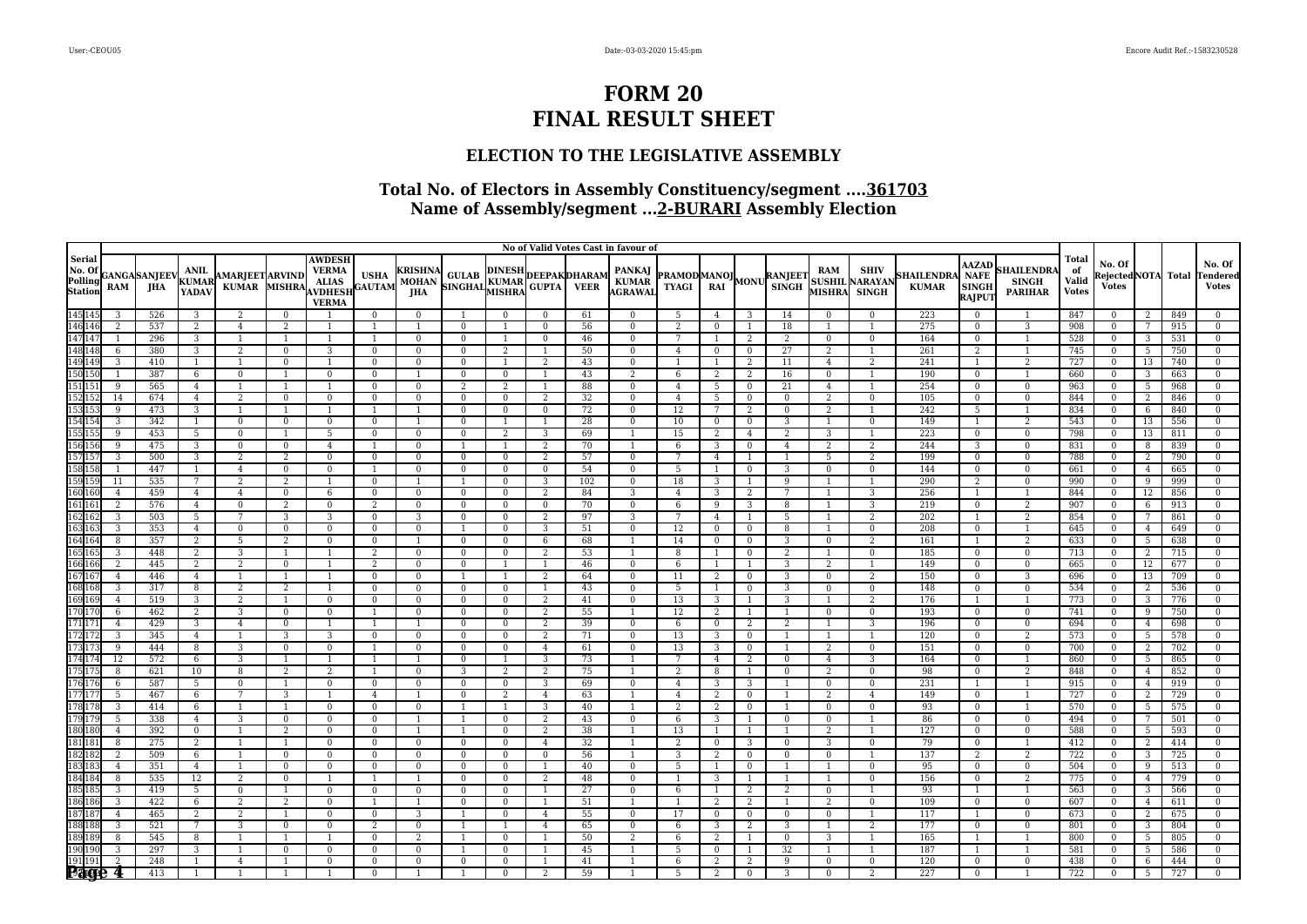# FORM 20
# FINAL RESULT SHEET

## ELECTION TO THE LEGISLATIVE ASSEMBLY

### Total No. of Electors in Assembly Constituency/segment ....361703
### Name of Assembly/segment ...2-BURARI Assembly Election

| Serial No. Of Polling Station | | No of Valid Votes Cast in favour of | | | | | | | | | | | | | | | | | | | | | | | | Total of Valid Votes | No. Of Rejected Votes | NOTA | Total | No. Of Tendered Votes |
|---|---|---|---|---|---|---|---|---|---|---|---|---|---|---|---|---|---|---|---|---|---|---|---|---|---|---|---|---|---|---|
| | | GANGA RAM | SANJEEV JHA | ANIL KUMAR YADAV | AMARJEET KUMAR | ARVIND MISHRA | AWDESH VERMA ALIAS AVDHESH VERMA | USHA GAUTAM | KRISHNA MOHAN JHA | GULAB SINGHAL | DINESH KUMAR MISHRA | DEEPAK GUPTA | DHARAM VEER | PANKAJ KUMAR AGRAWAL | PRAMOD TYAGI | MANOJ RAI | MONU | RANJEET SINGH | RAM SUSHIL MISHRA | SHIV NARAYAN SINGH | SHAILENDRA KUMAR | AAZAD NAFE SINGH RAJPUT | SHAILENDRA SINGH PARIHAR | | | | | |
| 145 | 145 | 3 | 526 | 3 | 2 | 0 | 1 | 0 | 0 | 1 | 0 | 0 | 61 | 0 | 5 | 4 | 3 | 14 | 0 | 0 | 223 | 0 | 1 | 847 | 0 | 2 | 849 | 0 |
| 146 | 146 | 2 | 537 | 2 | 4 | 2 | 1 | 1 | 1 | 0 | 1 | 0 | 56 | 0 | 2 | 0 | 1 | 18 | 1 | 1 | 275 | 0 | 3 | 908 | 0 | 7 | 915 | 0 |
| 147 | 147 | 1 | 296 | 3 | 1 | 1 | 1 | 1 | 0 | 0 | 1 | 0 | 46 | 0 | 7 | 1 | 2 | 2 | 0 | 0 | 164 | 0 | 1 | 528 | 0 | 3 | 531 | 0 |
| 148 | 148 | 6 | 380 | 3 | 2 | 0 | 3 | 0 | 0 | 0 | 2 | 1 | 50 | 0 | 4 | 0 | 0 | 27 | 2 | 1 | 261 | 2 | 1 | 745 | 0 | 5 | 750 | 0 |
| 149 | 149 | 3 | 410 | 1 | 1 | 0 | 1 | 0 | 0 | 0 | 1 | 2 | 43 | 0 | 1 | 1 | 2 | 11 | 4 | 2 | 241 | 1 | 2 | 727 | 0 | 13 | 740 | 0 |
| 150 | 150 | 1 | 387 | 6 | 0 | 1 | 0 | 0 | 1 | 0 | 0 | 1 | 43 | 2 | 6 | 2 | 2 | 16 | 0 | 1 | 190 | 0 | 1 | 660 | 0 | 3 | 663 | 0 |
| 151 | 151 | 9 | 565 | 4 | 1 | 1 | 1 | 0 | 0 | 2 | 2 | 1 | 88 | 0 | 4 | 5 | 0 | 21 | 4 | 1 | 254 | 0 | 0 | 963 | 0 | 5 | 968 | 0 |
| 152 | 152 | 14 | 674 | 4 | 2 | 0 | 0 | 0 | 0 | 0 | 0 | 2 | 32 | 0 | 4 | 5 | 0 | 0 | 2 | 0 | 105 | 0 | 0 | 844 | 0 | 2 | 846 | 0 |
| 153 | 153 | 9 | 473 | 3 | 1 | 1 | 1 | 1 | 1 | 0 | 0 | 0 | 72 | 0 | 12 | 7 | 2 | 0 | 2 | 1 | 242 | 5 | 1 | 834 | 0 | 6 | 840 | 0 |
| 154 | 154 | 3 | 342 | 1 | 0 | 0 | 0 | 0 | 1 | 0 | 1 | 1 | 28 | 0 | 10 | 0 | 0 | 3 | 1 | 0 | 149 | 1 | 2 | 543 | 0 | 13 | 556 | 0 |
| 155 | 155 | 9 | 453 | 5 | 0 | 1 | 5 | 0 | 0 | 0 | 2 | 3 | 69 | 1 | 15 | 2 | 4 | 2 | 3 | 1 | 223 | 0 | 0 | 798 | 0 | 13 | 811 | 0 |
| 156 | 156 | 9 | 475 | 3 | 0 | 0 | 4 | 1 | 0 | 1 | 1 | 2 | 70 | 1 | 6 | 3 | 0 | 4 | 2 | 2 | 244 | 3 | 0 | 831 | 0 | 8 | 839 | 0 |
| 157 | 157 | 3 | 500 | 3 | 2 | 2 | 0 | 0 | 0 | 0 | 0 | 2 | 57 | 0 | 7 | 4 | 1 | 1 | 5 | 2 | 199 | 0 | 0 | 788 | 0 | 2 | 790 | 0 |
| 158 | 158 | 1 | 447 | 1 | 4 | 0 | 0 | 1 | 0 | 0 | 0 | 0 | 54 | 0 | 5 | 1 | 0 | 3 | 0 | 0 | 144 | 0 | 0 | 661 | 0 | 4 | 665 | 0 |
| 159 | 159 | 11 | 535 | 7 | 2 | 2 | 1 | 0 | 1 | 1 | 0 | 3 | 102 | 0 | 18 | 3 | 1 | 9 | 1 | 1 | 290 | 2 | 0 | 990 | 0 | 9 | 999 | 0 |
| 160 | 160 | 4 | 459 | 4 | 4 | 0 | 6 | 0 | 0 | 0 | 0 | 2 | 84 | 3 | 4 | 3 | 2 | 7 | 1 | 3 | 256 | 1 | 1 | 844 | 0 | 12 | 856 | 0 |
| 161 | 161 | 2 | 576 | 4 | 0 | 2 | 0 | 2 | 0 | 0 | 0 | 0 | 70 | 0 | 6 | 9 | 3 | 8 | 1 | 3 | 219 | 0 | 2 | 907 | 0 | 6 | 913 | 0 |
| 162 | 162 | 3 | 503 | 5 | 7 | 3 | 3 | 0 | 3 | 0 | 0 | 2 | 97 | 3 | 7 | 4 | 1 | 5 | 1 | 2 | 202 | 1 | 2 | 854 | 0 | 7 | 861 | 0 |
| 163 | 163 | 3 | 353 | 4 | 0 | 0 | 0 | 0 | 0 | 1 | 0 | 3 | 51 | 0 | 12 | 0 | 0 | 8 | 1 | 0 | 208 | 0 | 1 | 645 | 0 | 4 | 649 | 0 |
| 164 | 164 | 8 | 357 | 2 | 5 | 2 | 0 | 0 | 1 | 0 | 0 | 6 | 68 | 1 | 14 | 0 | 0 | 3 | 0 | 2 | 161 | 1 | 2 | 633 | 0 | 5 | 638 | 0 |
| 165 | 165 | 3 | 448 | 2 | 3 | 1 | 1 | 2 | 0 | 0 | 0 | 2 | 53 | 1 | 8 | 1 | 0 | 2 | 1 | 0 | 185 | 0 | 0 | 713 | 0 | 2 | 715 | 0 |
| 166 | 166 | 2 | 445 | 2 | 2 | 0 | 1 | 2 | 0 | 0 | 1 | 1 | 46 | 0 | 6 | 1 | 1 | 3 | 2 | 1 | 149 | 0 | 0 | 665 | 0 | 12 | 677 | 0 |
| 167 | 167 | 4 | 446 | 4 | 1 | 1 | 1 | 0 | 0 | 1 | 1 | 2 | 64 | 0 | 11 | 2 | 0 | 3 | 0 | 2 | 150 | 0 | 3 | 696 | 0 | 13 | 709 | 0 |
| 168 | 168 | 3 | 317 | 8 | 2 | 2 | 1 | 0 | 0 | 0 | 0 | 1 | 43 | 0 | 5 | 1 | 0 | 3 | 0 | 0 | 148 | 0 | 0 | 534 | 0 | 2 | 536 | 0 |
| 169 | 169 | 4 | 519 | 3 | 2 | 1 | 0 | 0 | 0 | 0 | 0 | 2 | 41 | 0 | 13 | 3 | 1 | 3 | 1 | 2 | 176 | 1 | 1 | 773 | 0 | 3 | 776 | 0 |
| 170 | 170 | 6 | 462 | 2 | 3 | 0 | 0 | 1 | 0 | 0 | 0 | 2 | 55 | 1 | 12 | 2 | 1 | 1 | 0 | 0 | 193 | 0 | 0 | 741 | 0 | 9 | 750 | 0 |
| 171 | 171 | 4 | 429 | 3 | 4 | 0 | 1 | 1 | 1 | 0 | 0 | 2 | 39 | 0 | 6 | 0 | 2 | 2 | 1 | 3 | 196 | 0 | 0 | 694 | 0 | 4 | 698 | 0 |
| 172 | 172 | 3 | 345 | 4 | 1 | 3 | 3 | 0 | 0 | 0 | 0 | 2 | 71 | 0 | 13 | 3 | 0 | 1 | 1 | 1 | 120 | 0 | 2 | 573 | 0 | 5 | 578 | 0 |
| 173 | 173 | 9 | 444 | 8 | 3 | 0 | 0 | 1 | 0 | 0 | 0 | 4 | 61 | 0 | 13 | 3 | 0 | 1 | 2 | 0 | 151 | 0 | 0 | 700 | 0 | 2 | 702 | 0 |
| 174 | 174 | 12 | 572 | 6 | 3 | 1 | 1 | 1 | 1 | 0 | 1 | 3 | 73 | 1 | 7 | 4 | 2 | 0 | 4 | 3 | 164 | 0 | 1 | 860 | 0 | 5 | 865 | 0 |
| 175 | 175 | 8 | 621 | 10 | 8 | 2 | 2 | 1 | 0 | 3 | 2 | 2 | 75 | 1 | 2 | 8 | 1 | 0 | 2 | 0 | 98 | 0 | 2 | 848 | 0 | 4 | 852 | 0 |
| 176 | 176 | 6 | 587 | 5 | 0 | 1 | 0 | 0 | 0 | 0 | 0 | 3 | 69 | 0 | 4 | 3 | 3 | 1 | 0 | 0 | 231 | 1 | 1 | 915 | 0 | 4 | 919 | 0 |
| 177 | 177 | 5 | 467 | 6 | 7 | 3 | 1 | 4 | 1 | 0 | 2 | 4 | 63 | 1 | 4 | 2 | 0 | 1 | 2 | 4 | 149 | 0 | 1 | 727 | 0 | 2 | 729 | 0 |
| 178 | 178 | 3 | 414 | 6 | 1 | 1 | 0 | 0 | 0 | 1 | 1 | 3 | 40 | 1 | 2 | 2 | 0 | 1 | 0 | 0 | 93 | 0 | 1 | 570 | 0 | 5 | 575 | 0 |
| 179 | 179 | 5 | 338 | 4 | 3 | 0 | 0 | 0 | 1 | 1 | 0 | 2 | 43 | 0 | 6 | 3 | 1 | 0 | 0 | 1 | 86 | 0 | 0 | 494 | 0 | 7 | 501 | 0 |
| 180 | 180 | 4 | 392 | 0 | 1 | 2 | 0 | 0 | 1 | 1 | 0 | 2 | 38 | 1 | 13 | 1 | 1 | 1 | 2 | 1 | 127 | 0 | 0 | 588 | 0 | 5 | 593 | 0 |
| 181 | 181 | 8 | 275 | 2 | 1 | 1 | 0 | 0 | 0 | 0 | 0 | 4 | 32 | 1 | 2 | 0 | 3 | 0 | 3 | 0 | 79 | 0 | 1 | 412 | 0 | 2 | 414 | 0 |
| 182 | 182 | 2 | 509 | 6 | 1 | 0 | 0 | 0 | 0 | 0 | 0 | 0 | 56 | 1 | 3 | 2 | 0 | 0 | 0 | 1 | 137 | 2 | 2 | 722 | 0 | 3 | 725 | 0 |
| 183 | 183 | 4 | 351 | 4 | 1 | 0 | 0 | 0 | 0 | 0 | 0 | 1 | 40 | 0 | 5 | 1 | 0 | 1 | 1 | 0 | 95 | 0 | 0 | 504 | 0 | 9 | 513 | 0 |
| 184 | 184 | 8 | 535 | 12 | 2 | 0 | 1 | 1 | 1 | 0 | 0 | 2 | 48 | 0 | 1 | 3 | 1 | 1 | 1 | 0 | 156 | 0 | 2 | 775 | 0 | 4 | 779 | 0 |
| 185 | 185 | 3 | 419 | 5 | 0 | 1 | 0 | 0 | 0 | 0 | 0 | 1 | 27 | 0 | 6 | 1 | 2 | 2 | 0 | 1 | 93 | 1 | 1 | 563 | 0 | 3 | 566 | 0 |
| 186 | 186 | 3 | 422 | 6 | 2 | 2 | 0 | 1 | 1 | 0 | 0 | 1 | 51 | 1 | 1 | 2 | 2 | 1 | 2 | 0 | 109 | 0 | 0 | 607 | 0 | 4 | 611 | 0 |
| 187 | 187 | 4 | 465 | 2 | 2 | 1 | 0 | 0 | 3 | 1 | 0 | 4 | 55 | 0 | 17 | 0 | 0 | 0 | 0 | 1 | 117 | 1 | 0 | 673 | 0 | 2 | 675 | 0 |
| 188 | 188 | 3 | 521 | 7 | 3 | 0 | 0 | 2 | 0 | 1 | 1 | 4 | 65 | 0 | 6 | 3 | 2 | 3 | 1 | 2 | 177 | 0 | 0 | 801 | 0 | 3 | 804 | 0 |
| 189 | 189 | 8 | 545 | 8 | 1 | 1 | 1 | 0 | 2 | 1 | 0 | 1 | 50 | 2 | 6 | 2 | 1 | 0 | 3 | 1 | 165 | 1 | 1 | 800 | 0 | 5 | 805 | 0 |
| 190 | 190 | 3 | 297 | 3 | 1 | 0 | 0 | 0 | 0 | 1 | 0 | 1 | 45 | 1 | 5 | 0 | 1 | 32 | 1 | 1 | 187 | 1 | 1 | 581 | 0 | 5 | 586 | 0 |
| 191 | 191 | 2 | 248 | 1 | 4 | 1 | 0 | 0 | 0 | 0 | 0 | 1 | 41 | 1 | 6 | 2 | 2 | 9 | 0 | 0 | 120 | 0 | 0 | 438 | 0 | 6 | 444 | 0 |
| 192 | 192 | 4 | 413 | 1 | 1 | 1 | 1 | 0 | 1 | 1 | 0 | 2 | 59 | 1 | 5 | 2 | 0 | 3 | 0 | 2 | 227 | 0 | 1 | 722 | 0 | 5 | 727 | 0 |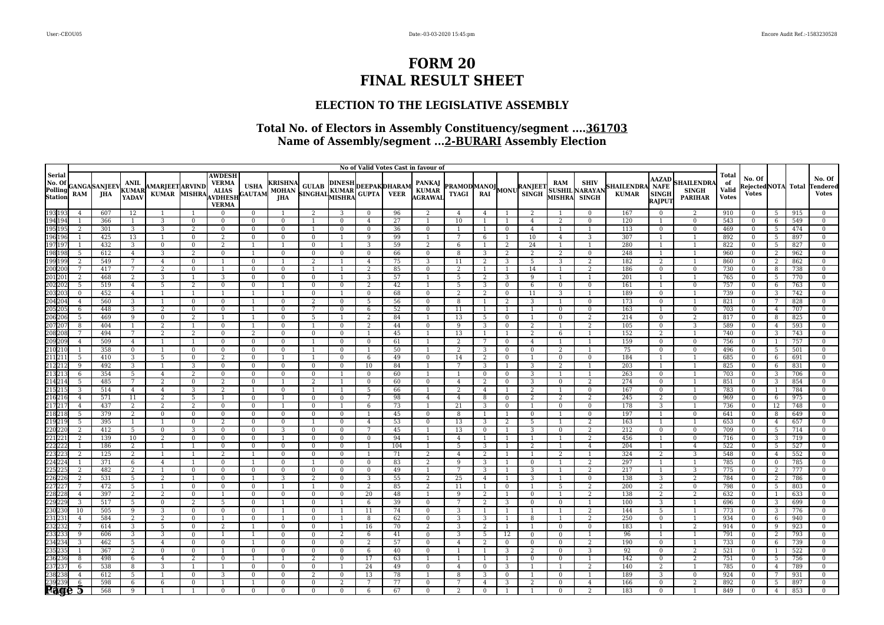# FORM 20
# FINAL RESULT SHEET

## ELECTION TO THE LEGISLATIVE ASSEMBLY

### Total No. of Electors in Assembly Constituency/segment ....361703
### Name of Assembly/segment ...2-BURARI Assembly Election

| Serial No. Of Polling Station | | No of Valid Votes Cast in favour of | | | | | | | | | | | | | | | | | | | | | | | Total of Valid Votes | No. Of Rejected Votes | NOTA | Total | No. Of Tendered Votes |
|---|---|---|---|---|---|---|---|---|---|---|---|---|---|---|---|---|---|---|---|---|---|---|---|---|---|---|---|---|---|
| | | GANGA RAM | SANJEEV JHA | ANIL KUMAR YADAV | AMARJEET KUMAR | ARVIND MISHRA | AWDESH VERMA ALIAS AVDHESH VERMA | USHA GAUTAM | KRISHNA MOHAN JHA | GULAB SINGHAL | DINESH KUMAR MISHRA | DEEPAK GUPTA | DHARAM VEER | PANKAJ KUMAR AGRAWAL | PRAMOD TYAGI | MANOJ RAI | MONU | RANJEET SINGH | RAM SUSHIL MISHRA | SHIV NARAYAN SINGH | SHAILENDRA KUMAR | AAZAD NAFE SINGH RAJPUT | SHAILENDRA SINGH PARIHAR | | | | | |
| 193 | 193 | 4 | 607 | 12 | 1 | 1 | 0 | 0 | 1 | 2 | 3 | 0 | 96 | 2 | 4 | 4 | 1 | 2 | 1 | 0 | 167 | 0 | 2 | 910 | 0 | 5 | 915 | 0 |
| 194 | 194 | 1 | 366 | 1 | 3 | 0 | 0 | 0 | 0 | 1 | 0 | 4 | 27 | 1 | 10 | 1 | 1 | 4 | 2 | 0 | 120 | 1 | 0 | 543 | 0 | 6 | 549 | 0 |
| 195 | 195 | 2 | 301 | 3 | 3 | 2 | 0 | 0 | 0 | 1 | 0 | 0 | 36 | 0 | 1 | 1 | 0 | 4 | 1 | 1 | 113 | 0 | 0 | 469 | 0 | 5 | 474 | 0 |
| 196 | 196 | 1 | 425 | 13 | 1 | 0 | 2 | 0 | 0 | 0 | 1 | 9 | 99 | 1 | 7 | 6 | 1 | 10 | 4 | 3 | 307 | 1 | 1 | 892 | 0 | 5 | 897 | 0 |
| 197 | 197 | 1 | 432 | 3 | 0 | 0 | 2 | 1 | 1 | 0 | 1 | 3 | 59 | 2 | 6 | 1 | 2 | 24 | 1 | 1 | 280 | 1 | 1 | 822 | 0 | 5 | 827 | 0 |
| 198 | 198 | 5 | 612 | 4 | 3 | 2 | 0 | 1 | 0 | 0 | 0 | 0 | 66 | 0 | 8 | 3 | 2 | 2 | 2 | 0 | 248 | 1 | 1 | 960 | 0 | 2 | 962 | 0 |
| 199 | 199 | 2 | 549 | 7 | 4 | 0 | 1 | 0 | 1 | 2 | 1 | 4 | 75 | 3 | 11 | 2 | 3 | 5 | 3 | 2 | 182 | 2 | 1 | 860 | 0 | 2 | 862 | 0 |
| 200 | 200 | 7 | 417 | 7 | 2 | 0 | 1 | 0 | 0 | 1 | 1 | 2 | 85 | 0 | 2 | 1 | 1 | 14 | 1 | 2 | 186 | 0 | 0 | 730 | 0 | 8 | 738 | 0 |
| 201 | 201 | 2 | 468 | 2 | 3 | 1 | 3 | 0 | 0 | 0 | 1 | 3 | 57 | 1 | 5 | 2 | 3 | 9 | 1 | 1 | 201 | 1 | 1 | 765 | 0 | 5 | 770 | 0 |
| 202 | 202 | 5 | 519 | 4 | 5 | 2 | 0 | 0 | 1 | 0 | 0 | 2 | 42 | 1 | 5 | 3 | 0 | 6 | 0 | 0 | 161 | 1 | 0 | 757 | 0 | 6 | 763 | 0 |
| 203 | 203 | 0 | 452 | 4 | 1 | 1 | 1 | 1 | 1 | 0 | 1 | 0 | 68 | 0 | 2 | 2 | 0 | 11 | 3 | 1 | 189 | 0 | 1 | 739 | 0 | 3 | 742 | 0 |
| 204 | 204 | 4 | 560 | 3 | 1 | 0 | 0 | 1 | 0 | 2 | 0 | 5 | 56 | 0 | 8 | 1 | 2 | 3 | 1 | 0 | 173 | 0 | 1 | 821 | 0 | 7 | 828 | 0 |
| 205 | 205 | 6 | 448 | 3 | 2 | 0 | 0 | 1 | 0 | 7 | 0 | 6 | 52 | 0 | 11 | 1 | 1 | 1 | 0 | 0 | 163 | 1 | 0 | 703 | 0 | 4 | 707 | 0 |
| 206 | 206 | 5 | 469 | 9 | 0 | 2 | 1 | 1 | 0 | 5 | 1 | 2 | 84 | 1 | 13 | 5 | 0 | 1 | 0 | 2 | 214 | 0 | 2 | 817 | 0 | 8 | 825 | 0 |
| 207 | 207 | 8 | 404 | 1 | 2 | 1 | 0 | 1 | 0 | 1 | 0 | 2 | 44 | 0 | 9 | 3 | 0 | 2 | 1 | 2 | 105 | 0 | 3 | 589 | 0 | 4 | 593 | 0 |
| 208 | 208 | 7 | 494 | 7 | 2 | 2 | 0 | 2 | 0 | 0 | 0 | 1 | 45 | 1 | 13 | 1 | 1 | 2 | 6 | 1 | 152 | 2 | 1 | 740 | 0 | 3 | 743 | 0 |
| 209 | 209 | 4 | 509 | 4 | 1 | 1 | 0 | 0 | 0 | 1 | 0 | 0 | 61 | 1 | 2 | 7 | 0 | 4 | 1 | 1 | 159 | 0 | 0 | 756 | 0 | 1 | 757 | 0 |
| 210 | 210 | 1 | 358 | 0 | 1 | 0 | 0 | 0 | 0 | 1 | 0 | 1 | 50 | 1 | 2 | 3 | 0 | 0 | 2 | 1 | 75 | 0 | 0 | 496 | 0 | 5 | 501 | 0 |
| 211 | 211 | 5 | 410 | 3 | 5 | 0 | 2 | 0 | 1 | 1 | 0 | 6 | 49 | 0 | 14 | 2 | 0 | 1 | 0 | 0 | 184 | 1 | 1 | 685 | 0 | 6 | 691 | 0 |
| 212 | 212 | 9 | 492 | 3 | 1 | 3 | 0 | 0 | 0 | 0 | 0 | 10 | 84 | 1 | 7 | 3 | 1 | 3 | 2 | 1 | 203 | 1 | 1 | 825 | 0 | 6 | 831 | 0 |
| 213 | 213 | 6 | 354 | 5 | 4 | 2 | 0 | 0 | 0 | 0 | 1 | 0 | 60 | 1 | 1 | 0 | 0 | 3 | 1 | 1 | 263 | 0 | 1 | 703 | 0 | 3 | 706 | 0 |
| 214 | 214 | 5 | 485 | 7 | 2 | 0 | 2 | 0 | 1 | 2 | 1 | 0 | 60 | 0 | 4 | 2 | 0 | 3 | 0 | 2 | 274 | 0 | 1 | 851 | 0 | 3 | 854 | 0 |
| 215 | 215 | 3 | 514 | 4 | 4 | 3 | 2 | 1 | 0 | 1 | 1 | 5 | 66 | 1 | 2 | 4 | 1 | 2 | 1 | 0 | 167 | 0 | 1 | 783 | 0 | 1 | 784 | 0 |
| 216 | 216 | 4 | 571 | 11 | 2 | 5 | 1 | 0 | 1 | 0 | 0 | 7 | 98 | 4 | 4 | 8 | 0 | 2 | 2 | 2 | 245 | 2 | 0 | 969 | 0 | 6 | 975 | 0 |
| 217 | 217 | 4 | 437 | 2 | 2 | 2 | 0 | 0 | 1 | 0 | 1 | 6 | 73 | 1 | 21 | 3 | 0 | 1 | 0 | 0 | 178 | 3 | 1 | 736 | 0 | 12 | 748 | 0 |
| 218 | 218 | 5 | 379 | 2 | 0 | 0 | 0 | 0 | 0 | 0 | 0 | 1 | 45 | 0 | 8 | 1 | 1 | 0 | 1 | 0 | 197 | 1 | 0 | 641 | 0 | 8 | 649 | 0 |
| 219 | 219 | 5 | 395 | 1 | 1 | 0 | 2 | 0 | 0 | 1 | 0 | 4 | 53 | 0 | 13 | 3 | 2 | 5 | 1 | 2 | 163 | 1 | 1 | 653 | 0 | 4 | 657 | 0 |
| 220 | 220 | 2 | 412 | 5 | 0 | 3 | 0 | 0 | 3 | 0 | 0 | 7 | 45 | 1 | 13 | 0 | 1 | 3 | 0 | 2 | 212 | 0 | 0 | 709 | 0 | 5 | 714 | 0 |
| 221 | 221 | 2 | 139 | 10 | 2 | 0 | 0 | 0 | 1 | 0 | 0 | 0 | 94 | 1 | 4 | 1 | 1 | 1 | 1 | 2 | 456 | 1 | 0 | 716 | 0 | 3 | 719 | 0 |
| 222 | 222 | 1 | 186 | 2 | 1 | 1 | 0 | 0 | 0 | 0 | 0 | 1 | 104 | 1 | 5 | 3 | 1 | 2 | 1 | 4 | 204 | 1 | 4 | 522 | 0 | 5 | 527 | 0 |
| 223 | 223 | 2 | 125 | 2 | 1 | 1 | 2 | 1 | 0 | 0 | 0 | 1 | 71 | 2 | 4 | 2 | 1 | 1 | 2 | 1 | 324 | 2 | 3 | 548 | 0 | 4 | 552 | 0 |
| 224 | 224 | 1 | 371 | 6 | 4 | 1 | 0 | 1 | 0 | 1 | 0 | 0 | 83 | 2 | 9 | 3 | 1 | 0 | 1 | 2 | 297 | 1 | 1 | 785 | 0 | 0 | 785 | 0 |
| 225 | 225 | 2 | 482 | 2 | 1 | 0 | 0 | 0 | 0 | 0 | 0 | 0 | 49 | 1 | 7 | 3 | 1 | 3 | 1 | 2 | 217 | 1 | 3 | 775 | 0 | 2 | 777 | 0 |
| 226 | 226 | 2 | 531 | 5 | 2 | 1 | 0 | 1 | 3 | 2 | 0 | 3 | 55 | 2 | 25 | 4 | 1 | 3 | 1 | 0 | 138 | 3 | 2 | 784 | 0 | 2 | 786 | 0 |
| 227 | 227 | 7 | 472 | 5 | 1 | 0 | 0 | 0 | 1 | 1 | 0 | 2 | 85 | 2 | 11 | 1 | 0 | 1 | 5 | 2 | 200 | 2 | 0 | 798 | 0 | 5 | 803 | 0 |
| 228 | 228 | 4 | 397 | 2 | 2 | 0 | 1 | 0 | 0 | 0 | 0 | 20 | 48 | 1 | 9 | 2 | 1 | 0 | 1 | 2 | 138 | 2 | 2 | 632 | 0 | 1 | 633 | 0 |
| 229 | 229 | 3 | 517 | 5 | 0 | 2 | 5 | 0 | 1 | 0 | 1 | 6 | 39 | 0 | 7 | 2 | 3 | 0 | 0 | 1 | 100 | 3 | 1 | 696 | 0 | 3 | 699 | 0 |
| 230 | 230 | 10 | 505 | 9 | 3 | 0 | 0 | 0 | 1 | 0 | 1 | 11 | 74 | 0 | 3 | 1 | 1 | 1 | 1 | 2 | 144 | 5 | 1 | 773 | 0 | 3 | 776 | 0 |
| 231 | 231 | 4 | 584 | 2 | 2 | 0 | 1 | 0 | 1 | 0 | 1 | 8 | 62 | 0 | 3 | 3 | 1 | 8 | 1 | 2 | 250 | 0 | 1 | 934 | 0 | 6 | 940 | 0 |
| 232 | 232 | 7 | 614 | 3 | 5 | 0 | 2 | 1 | 0 | 0 | 1 | 16 | 70 | 2 | 3 | 2 | 1 | 1 | 0 | 0 | 183 | 1 | 2 | 914 | 0 | 9 | 923 | 0 |
| 233 | 233 | 9 | 606 | 3 | 3 | 0 | 1 | 1 | 0 | 0 | 2 | 6 | 41 | 0 | 3 | 5 | 12 | 0 | 0 | 1 | 96 | 1 | 1 | 791 | 0 | 2 | 793 | 0 |
| 234 | 234 | 3 | 462 | 5 | 4 | 0 | 0 | 1 | 0 | 0 | 0 | 2 | 57 | 0 | 4 | 2 | 0 | 0 | 0 | 2 | 190 | 0 | 1 | 733 | 0 | 6 | 739 | 0 |
| 235 | 235 | 1 | 367 | 2 | 0 | 0 | 1 | 0 | 0 | 0 | 0 | 6 | 40 | 0 | 1 | 1 | 3 | 2 | 0 | 3 | 92 | 0 | 2 | 521 | 0 | 1 | 522 | 0 |
| 236 | 236 | 8 | 498 | 6 | 4 | 2 | 0 | 1 | 1 | 2 | 0 | 17 | 63 | 1 | 1 | 1 | 1 | 0 | 0 | 1 | 142 | 0 | 2 | 751 | 0 | 5 | 756 | 0 |
| 237 | 237 | 6 | 538 | 8 | 3 | 1 | 1 | 0 | 0 | 0 | 1 | 24 | 49 | 0 | 4 | 0 | 3 | 1 | 1 | 2 | 140 | 2 | 1 | 785 | 0 | 4 | 789 | 0 |
| 238 | 238 | 4 | 612 | 5 | 1 | 0 | 3 | 0 | 0 | 2 | 0 | 13 | 78 | 1 | 8 | 3 | 0 | 1 | 0 | 1 | 189 | 3 | 0 | 924 | 0 | 7 | 931 | 0 |
| 239 | 239 | 6 | 598 | 6 | 6 | 0 | 1 | 1 | 0 | 0 | 2 | 7 | 77 | 0 | 7 | 4 | 3 | 2 | 0 | 4 | 166 | 0 | 2 | 892 | 0 | 5 | 897 | 0 |
| 240 | 240 | 5 | 568 | 9 | 1 | 1 | 0 | 0 | 0 | 0 | 0 | 6 | 67 | 0 | 2 | 0 | 1 | 1 | 0 | 2 | 183 | 0 | 1 | 849 | 0 | 4 | 853 | 0 |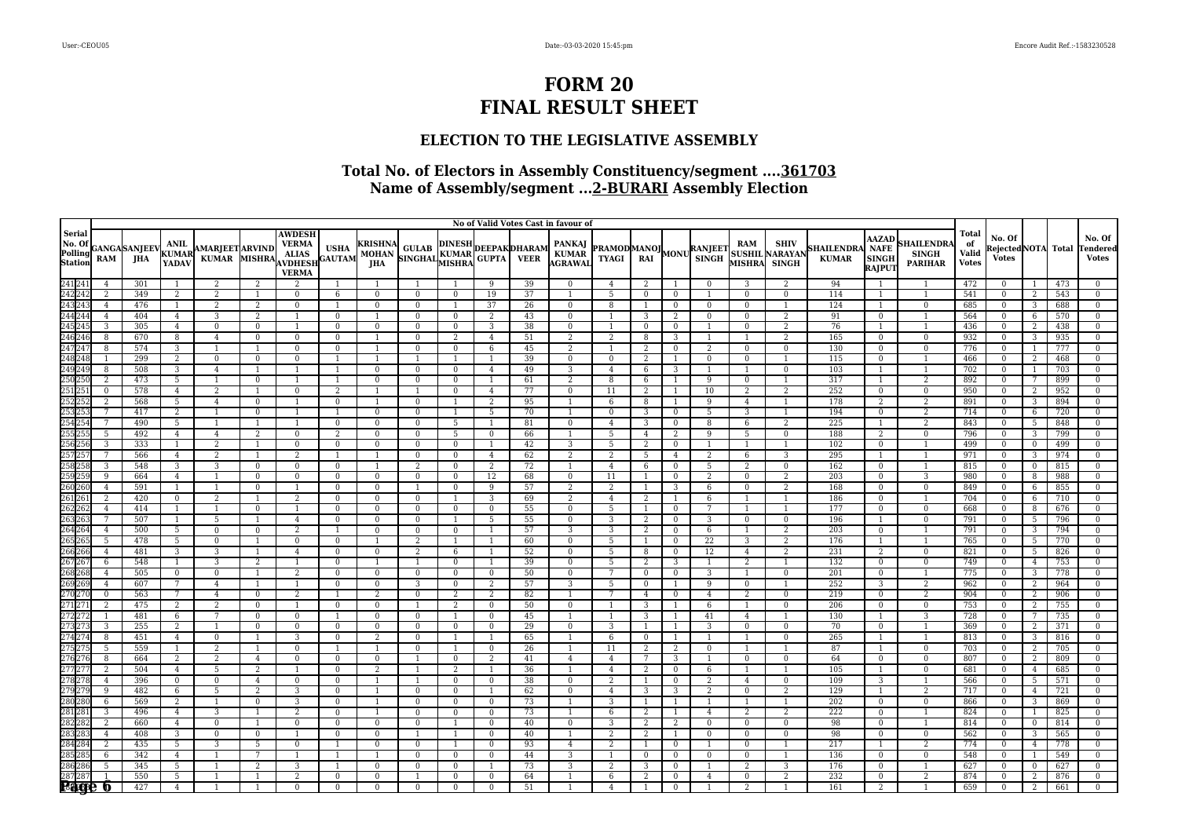# FORM 20
# FINAL RESULT SHEET

## ELECTION TO THE LEGISLATIVE ASSEMBLY

### Total No. of Electors in Assembly Constituency/segment ....361703
### Name of Assembly/segment ...2-BURARI Assembly Election

| Serial No. Of Polling Station | | No of Valid Votes Cast in favour of | | | | | | | | | | | | | | | | | | | | | | | Total of Valid Votes | No. Of Rejected Votes | NOTA | Total | No. Of Tendered Votes |
|---|---|---|---|---|---|---|---|---|---|---|---|---|---|---|---|---|---|---|---|---|---|---|---|---|---|---|---|---|---|
| | | GANGA RAM | SANJEEV JHA | ANIL KUMAR YADAV | AMARJEET KUMAR | ARVIND MISHRA | AWDESH VERMA ALIAS AVDHESH VERMA | USHA GAUTAM | KRISHNA MOHAN JHA | GULAB SINGHAL | DINESH KUMAR MISHRA | DEEPAK GUPTA | DHARAM VEER | PANKAJ KUMAR AGRAWAL | PRAMOD TYAGI | MANOJ RAI | MONU | RANJEET SINGH | RAM SUSHIL MISHRA | SHIV NARAYAN SINGH | SHAILENDRA KUMAR | AAZAD NAFE SINGH RAJPUT | SHAILENDRA SINGH PARIHAR | | | | | |
| 241 | 241 | 4 | 301 | 1 | 2 | 2 | 2 | 1 | 1 | 1 | 1 | 9 | 39 | 0 | 4 | 2 | 1 | 0 | 3 | 2 | 94 | 1 | 1 | 472 | 0 | 1 | 473 | 0 |
| 242 | 242 | 2 | 349 | 2 | 2 | 1 | 0 | 6 | 0 | 0 | 0 | 19 | 37 | 1 | 5 | 0 | 0 | 1 | 0 | 0 | 114 | 1 | 1 | 541 | 0 | 2 | 543 | 0 |
| 243 | 243 | 4 | 476 | 1 | 2 | 2 | 0 | 1 | 0 | 0 | 1 | 37 | 26 | 0 | 8 | 1 | 0 | 0 | 0 | 1 | 124 | 1 | 0 | 685 | 0 | 3 | 688 | 0 |
| 244 | 244 | 4 | 404 | 4 | 3 | 2 | 1 | 0 | 1 | 0 | 0 | 2 | 43 | 0 | 1 | 3 | 2 | 0 | 0 | 2 | 91 | 0 | 1 | 564 | 0 | 6 | 570 | 0 |
| 245 | 245 | 3 | 305 | 4 | 0 | 0 | 1 | 0 | 0 | 0 | 0 | 3 | 38 | 0 | 1 | 0 | 0 | 1 | 0 | 2 | 76 | 1 | 1 | 436 | 0 | 2 | 438 | 0 |
| 246 | 246 | 8 | 670 | 8 | 4 | 0 | 0 | 0 | 1 | 0 | 2 | 4 | 51 | 2 | 2 | 8 | 3 | 1 | 1 | 2 | 165 | 0 | 0 | 932 | 0 | 3 | 935 | 0 |
| 247 | 247 | 8 | 574 | 3 | 1 | 1 | 0 | 0 | 1 | 0 | 0 | 6 | 45 | 2 | 1 | 2 | 0 | 2 | 0 | 0 | 130 | 0 | 0 | 776 | 0 | 1 | 777 | 0 |
| 248 | 248 | 1 | 299 | 2 | 0 | 0 | 0 | 1 | 1 | 1 | 1 | 1 | 39 | 0 | 0 | 2 | 1 | 0 | 0 | 1 | 115 | 0 | 1 | 466 | 0 | 2 | 468 | 0 |
| 249 | 249 | 8 | 508 | 3 | 4 | 1 | 1 | 1 | 0 | 0 | 0 | 4 | 49 | 3 | 4 | 6 | 3 | 1 | 1 | 0 | 103 | 1 | 1 | 702 | 0 | 1 | 703 | 0 |
| 250 | 250 | 2 | 473 | 5 | 1 | 0 | 1 | 1 | 0 | 0 | 0 | 1 | 61 | 2 | 8 | 6 | 1 | 9 | 0 | 1 | 317 | 1 | 2 | 892 | 0 | 7 | 899 | 0 |
| 251 | 251 | 0 | 578 | 4 | 2 | 1 | 0 | 2 | 1 | 1 | 0 | 4 | 77 | 0 | 11 | 2 | 1 | 10 | 2 | 2 | 252 | 0 | 0 | 950 | 0 | 2 | 952 | 0 |
| 252 | 252 | 2 | 568 | 5 | 4 | 0 | 1 | 0 | 1 | 0 | 1 | 2 | 95 | 1 | 6 | 8 | 1 | 9 | 4 | 1 | 178 | 2 | 2 | 891 | 0 | 3 | 894 | 0 |
| 253 | 253 | 7 | 417 | 2 | 1 | 0 | 1 | 1 | 0 | 0 | 1 | 5 | 70 | 1 | 0 | 3 | 0 | 5 | 3 | 1 | 194 | 0 | 2 | 714 | 0 | 6 | 720 | 0 |
| 254 | 254 | 7 | 490 | 5 | 1 | 1 | 1 | 0 | 0 | 0 | 5 | 1 | 81 | 0 | 4 | 3 | 0 | 8 | 6 | 2 | 225 | 1 | 2 | 843 | 0 | 5 | 848 | 0 |
| 255 | 255 | 5 | 492 | 4 | 4 | 2 | 0 | 2 | 0 | 0 | 5 | 0 | 66 | 1 | 5 | 4 | 2 | 9 | 5 | 0 | 188 | 2 | 0 | 796 | 0 | 3 | 799 | 0 |
| 256 | 256 | 3 | 333 | 1 | 2 | 1 | 0 | 0 | 0 | 0 | 0 | 1 | 42 | 3 | 5 | 2 | 0 | 1 | 1 | 1 | 102 | 0 | 1 | 499 | 0 | 0 | 499 | 0 |
| 257 | 257 | 7 | 566 | 4 | 2 | 1 | 2 | 1 | 1 | 0 | 0 | 4 | 62 | 2 | 2 | 5 | 4 | 2 | 6 | 3 | 295 | 1 | 1 | 971 | 0 | 3 | 974 | 0 |
| 258 | 258 | 3 | 548 | 3 | 3 | 0 | 0 | 0 | 1 | 2 | 0 | 2 | 72 | 1 | 4 | 6 | 0 | 5 | 2 | 0 | 162 | 0 | 1 | 815 | 0 | 0 | 815 | 0 |
| 259 | 259 | 9 | 664 | 4 | 1 | 0 | 0 | 0 | 0 | 0 | 0 | 12 | 68 | 0 | 11 | 1 | 0 | 2 | 0 | 2 | 203 | 0 | 3 | 980 | 0 | 8 | 988 | 0 |
| 260 | 260 | 4 | 591 | 1 | 1 | 0 | 1 | 0 | 0 | 1 | 0 | 9 | 57 | 2 | 2 | 1 | 3 | 6 | 0 | 2 | 168 | 0 | 0 | 849 | 0 | 6 | 855 | 0 |
| 261 | 261 | 2 | 420 | 0 | 2 | 1 | 2 | 0 | 0 | 0 | 1 | 3 | 69 | 2 | 4 | 2 | 1 | 6 | 1 | 1 | 186 | 0 | 1 | 704 | 0 | 6 | 710 | 0 |
| 262 | 262 | 4 | 414 | 1 | 1 | 0 | 1 | 0 | 0 | 0 | 0 | 0 | 55 | 0 | 5 | 1 | 0 | 7 | 1 | 1 | 177 | 0 | 0 | 668 | 0 | 8 | 676 | 0 |
| 263 | 263 | 7 | 507 | 1 | 5 | 1 | 4 | 0 | 0 | 0 | 1 | 5 | 55 | 0 | 3 | 2 | 0 | 3 | 0 | 0 | 196 | 1 | 0 | 791 | 0 | 5 | 796 | 0 |
| 264 | 264 | 4 | 500 | 5 | 0 | 0 | 2 | 1 | 0 | 0 | 0 | 1 | 57 | 3 | 3 | 2 | 0 | 6 | 1 | 2 | 203 | 0 | 1 | 791 | 0 | 3 | 794 | 0 |
| 265 | 265 | 5 | 478 | 5 | 0 | 1 | 0 | 0 | 1 | 2 | 1 | 1 | 60 | 0 | 5 | 1 | 0 | 22 | 3 | 2 | 176 | 1 | 1 | 765 | 0 | 5 | 770 | 0 |
| 266 | 266 | 4 | 481 | 3 | 3 | 1 | 4 | 0 | 0 | 2 | 6 | 1 | 52 | 0 | 5 | 8 | 0 | 12 | 4 | 2 | 231 | 2 | 0 | 821 | 0 | 5 | 826 | 0 |
| 267 | 267 | 6 | 548 | 1 | 3 | 2 | 1 | 0 | 1 | 1 | 0 | 1 | 39 | 0 | 5 | 2 | 3 | 1 | 2 | 1 | 132 | 0 | 0 | 749 | 0 | 4 | 753 | 0 |
| 268 | 268 | 4 | 505 | 0 | 0 | 1 | 2 | 0 | 0 | 0 | 0 | 0 | 50 | 0 | 7 | 0 | 0 | 3 | 1 | 0 | 201 | 0 | 1 | 775 | 0 | 3 | 778 | 0 |
| 269 | 269 | 4 | 607 | 7 | 4 | 1 | 1 | 0 | 0 | 3 | 0 | 2 | 57 | 3 | 5 | 0 | 1 | 9 | 0 | 1 | 252 | 3 | 2 | 962 | 0 | 2 | 964 | 0 |
| 270 | 270 | 0 | 563 | 7 | 4 | 0 | 2 | 1 | 2 | 0 | 2 | 2 | 82 | 1 | 7 | 4 | 0 | 4 | 2 | 0 | 219 | 0 | 2 | 904 | 0 | 2 | 906 | 0 |
| 271 | 271 | 2 | 475 | 2 | 2 | 0 | 1 | 0 | 0 | 1 | 2 | 0 | 50 | 0 | 1 | 3 | 1 | 6 | 1 | 0 | 206 | 0 | 0 | 753 | 0 | 2 | 755 | 0 |
| 272 | 272 | 1 | 481 | 6 | 7 | 0 | 0 | 1 | 0 | 0 | 1 | 0 | 45 | 1 | 1 | 3 | 1 | 41 | 4 | 1 | 130 | 1 | 3 | 728 | 0 | 7 | 735 | 0 |
| 273 | 273 | 3 | 255 | 2 | 1 | 0 | 0 | 0 | 0 | 0 | 0 | 0 | 29 | 0 | 3 | 1 | 1 | 3 | 0 | 0 | 70 | 0 | 1 | 369 | 0 | 2 | 371 | 0 |
| 274 | 274 | 8 | 451 | 4 | 0 | 1 | 3 | 0 | 2 | 0 | 1 | 1 | 65 | 1 | 6 | 0 | 1 | 1 | 1 | 0 | 265 | 1 | 1 | 813 | 0 | 3 | 816 | 0 |
| 275 | 275 | 5 | 559 | 1 | 2 | 1 | 0 | 1 | 1 | 0 | 1 | 0 | 26 | 1 | 11 | 2 | 2 | 0 | 1 | 1 | 87 | 1 | 0 | 703 | 0 | 2 | 705 | 0 |
| 276 | 276 | 8 | 664 | 2 | 2 | 4 | 0 | 0 | 0 | 1 | 0 | 2 | 41 | 4 | 4 | 7 | 3 | 1 | 0 | 0 | 64 | 0 | 0 | 807 | 0 | 2 | 809 | 0 |
| 277 | 277 | 2 | 504 | 4 | 5 | 2 | 1 | 0 | 2 | 1 | 2 | 1 | 36 | 1 | 4 | 2 | 0 | 6 | 1 | 1 | 105 | 1 | 0 | 681 | 0 | 4 | 685 | 0 |
| 278 | 278 | 4 | 396 | 0 | 0 | 4 | 0 | 0 | 1 | 1 | 0 | 0 | 38 | 0 | 2 | 1 | 0 | 2 | 4 | 0 | 109 | 3 | 1 | 566 | 0 | 5 | 571 | 0 |
| 279 | 279 | 9 | 482 | 6 | 5 | 2 | 3 | 0 | 1 | 0 | 0 | 1 | 62 | 0 | 4 | 3 | 3 | 2 | 0 | 2 | 129 | 1 | 2 | 717 | 0 | 4 | 721 | 0 |
| 280 | 280 | 6 | 569 | 2 | 1 | 0 | 3 | 0 | 1 | 0 | 0 | 0 | 73 | 1 | 3 | 1 | 1 | 1 | 1 | 1 | 202 | 0 | 0 | 866 | 0 | 3 | 869 | 0 |
| 281 | 281 | 3 | 496 | 4 | 3 | 1 | 2 | 0 | 1 | 0 | 0 | 0 | 73 | 1 | 6 | 2 | 1 | 4 | 2 | 2 | 222 | 0 | 1 | 824 | 0 | 1 | 825 | 0 |
| 282 | 282 | 2 | 660 | 4 | 0 | 1 | 0 | 0 | 0 | 0 | 1 | 0 | 40 | 0 | 3 | 2 | 2 | 0 | 0 | 0 | 98 | 0 | 1 | 814 | 0 | 0 | 814 | 0 |
| 283 | 283 | 4 | 408 | 3 | 0 | 0 | 1 | 0 | 0 | 1 | 1 | 0 | 40 | 1 | 2 | 2 | 1 | 0 | 0 | 0 | 98 | 0 | 0 | 562 | 0 | 3 | 565 | 0 |
| 284 | 284 | 2 | 435 | 5 | 3 | 5 | 0 | 1 | 0 | 0 | 1 | 0 | 93 | 4 | 2 | 1 | 0 | 1 | 0 | 1 | 217 | 1 | 2 | 774 | 0 | 4 | 778 | 0 |
| 285 | 285 | 6 | 342 | 4 | 1 | 7 | 1 | 1 | 1 | 0 | 0 | 0 | 44 | 3 | 1 | 0 | 0 | 0 | 0 | 1 | 136 | 0 | 0 | 548 | 0 | 1 | 549 | 0 |
| 286 | 286 | 5 | 345 | 5 | 1 | 2 | 3 | 1 | 0 | 0 | 0 | 1 | 73 | 3 | 2 | 3 | 0 | 1 | 2 | 3 | 176 | 0 | 1 | 627 | 0 | 0 | 627 | 0 |
| 287 | 287 | 1 | 550 | 5 | 1 | 1 | 2 | 0 | 0 | 1 | 0 | 0 | 64 | 1 | 6 | 2 | 0 | 4 | 0 | 2 | 232 | 0 | 2 | 874 | 0 | 2 | 876 | 0 |
| 288 | 288 | 5 | 427 | 4 | 1 | 1 | 0 | 0 | 0 | 0 | 0 | 0 | 51 | 1 | 4 | 1 | 0 | 1 | 2 | 1 | 161 | 2 | 1 | 659 | 0 | 2 | 661 | 0 |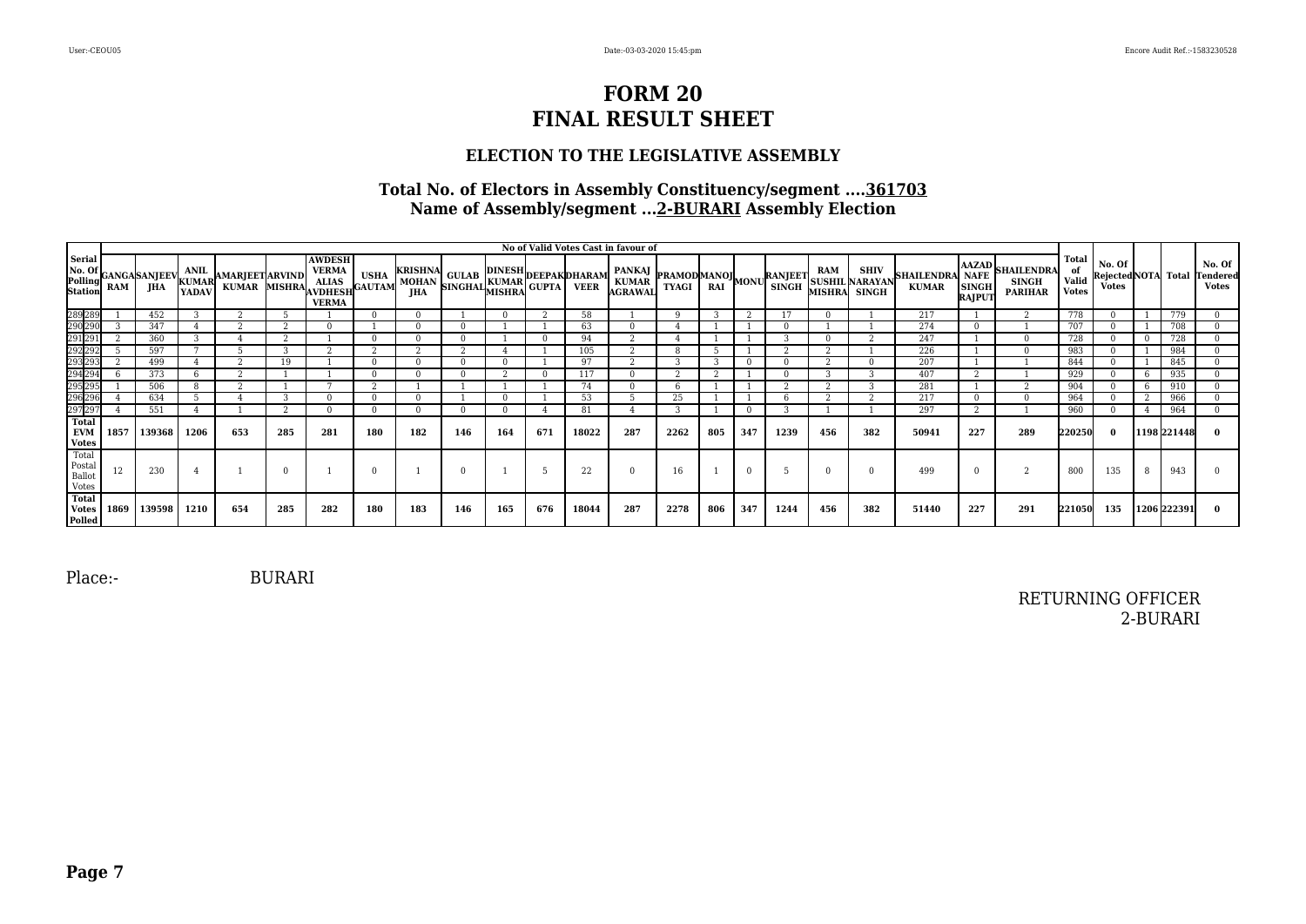# FORM 20
# FINAL RESULT SHEET

### ELECTION TO THE LEGISLATIVE ASSEMBLY

### Total No. of Electors in Assembly Constituency/segment ....361703
### Name of Assembly/segment ...2-BURARI Assembly Election

| Serial No. Of Polling Station | | No of Valid Votes Cast in favour of | | | | | | | | | | | | | | | | | | | | | | Total of Valid Votes | No. Of Rejected Votes | NOTA | Total | No. Of Tendered Votes |
|---|---|---|---|---|---|---|---|---|---|---|---|---|---|---|---|---|---|---|---|---|---|---|---|---|---|---|---|---|
| | | GANGA RAM | SANJEEV JHA | ANIL KUMAR YADAV | AMARJEET KUMAR | ARVIND MISHRA | AWDESH VERMA ALIAS AVDHESH VERMA | USHA GAUTAM | KRISHNA MOHAN JHA | GULAB SINGHAL | DINESH KUMAR MISHRA | DEEPAK GUPTA | DHARAM VEER | PANKAJ KUMAR AGRAWAL | PRAMOD TYAGI | MANOJ RAI | MONU | RANJEET SINGH | RAM SUSHIL MISHRA | SHIV NARAYAN SINGH | SHAILENDRA KUMAR | AAZAD NAFE SINGH RAJPUT | SHAILENDRA SINGH PARIHAR | | | | | |
| 289 | 289 | 1 | 452 | 3 | 2 | 5 | 1 | 0 | 0 | 1 | 0 | 2 | 58 | 1 | 9 | 3 | 2 | 17 | 0 | 1 | 217 | 1 | 2 | 778 | 0 | 1 | 779 | 0 |
| 290 | 290 | 3 | 347 | 4 | 2 | 2 | 0 | 1 | 0 | 0 | 1 | 1 | 63 | 0 | 4 | 1 | 1 | 0 | 1 | 1 | 274 | 0 | 1 | 707 | 0 | 1 | 708 | 0 |
| 291 | 291 | 2 | 360 | 3 | 4 | 2 | 1 | 0 | 0 | 0 | 1 | 0 | 94 | 2 | 4 | 1 | 1 | 3 | 0 | 2 | 247 | 1 | 0 | 728 | 0 | 0 | 728 | 0 |
| 292 | 292 | 5 | 597 | 7 | 5 | 3 | 2 | 2 | 2 | 2 | 4 | 1 | 105 | 2 | 8 | 5 | 1 | 2 | 2 | 1 | 226 | 1 | 0 | 983 | 0 | 1 | 984 | 0 |
| 293 | 293 | 2 | 499 | 4 | 2 | 19 | 1 | 0 | 0 | 0 | 0 | 1 | 97 | 2 | 3 | 3 | 0 | 0 | 2 | 0 | 207 | 1 | 1 | 844 | 0 | 1 | 845 | 0 |
| 294 | 294 | 6 | 373 | 6 | 2 | 1 | 1 | 0 | 0 | 0 | 2 | 0 | 117 | 0 | 2 | 2 | 1 | 0 | 3 | 3 | 407 | 2 | 1 | 929 | 0 | 6 | 935 | 0 |
| 295 | 295 | 1 | 506 | 8 | 2 | 1 | 7 | 2 | 1 | 1 | 1 | 1 | 74 | 0 | 6 | 1 | 1 | 2 | 2 | 3 | 281 | 1 | 2 | 904 | 0 | 6 | 910 | 0 |
| 296 | 296 | 4 | 634 | 5 | 4 | 3 | 0 | 0 | 0 | 1 | 0 | 1 | 53 | 5 | 25 | 1 | 1 | 6 | 2 | 2 | 217 | 0 | 0 | 964 | 0 | 2 | 966 | 0 |
| 297 | 297 | 4 | 551 | 4 | 1 | 2 | 0 | 0 | 0 | 0 | 0 | 4 | 81 | 4 | 3 | 1 | 0 | 3 | 1 | 1 | 297 | 2 | 1 | 960 | 0 | 4 | 964 | 0 |
| **Total EVM Votes** | | **1857** | **139368** | **1206** | **653** | **285** | **281** | **180** | **182** | **146** | **164** | **671** | **18022** | **287** | **2262** | **805** | **347** | **1239** | **456** | **382** | **50941** | **227** | **289** | **220250** | **0** | **1198** | **221448** | **0** |
| Total Postal Ballot Votes | | 12 | 230 | 4 | 1 | 0 | 1 | 0 | 1 | 0 | 1 | 5 | 22 | 0 | 16 | 1 | 0 | 5 | 0 | 0 | 499 | 0 | 2 | 800 | 135 | 8 | 943 | 0 |
| **Total Votes Polled** | | **1869** | **139598** | **1210** | **654** | **285** | **282** | **180** | **183** | **146** | **165** | **676** | **18044** | **287** | **2278** | **806** | **347** | **1244** | **456** | **382** | **51440** | **227** | **291** | **221050** | **135** | **1206** | **222391** | **0** |

Place:- BURARI

RETURNING OFFICER
2-BURARI